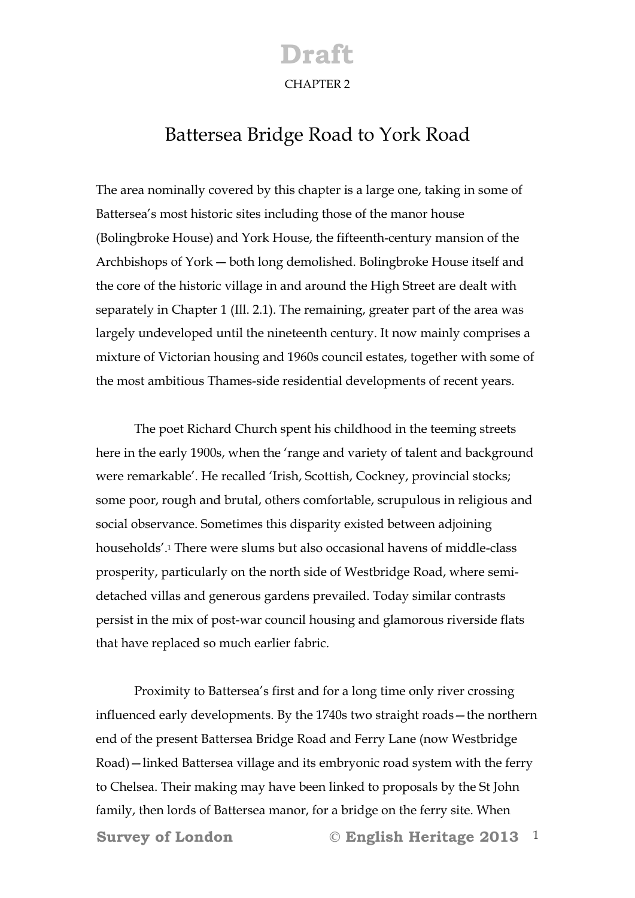CHAPTER 2

# Battersea Bridge Road to York Road

The area nominally covered by this chapter is a large one, taking in some of Battersea's most historic sites including those of the manor house (Bolingbroke House) and York House, the fifteenth-century mansion of the Archbishops of York — both long demolished. Bolingbroke House itself and the core of the historic village in and around the High Street are dealt with separately in Chapter 1 (Ill. 2.1). The remaining, greater part of the area was largely undeveloped until the nineteenth century. It now mainly comprises a mixture of Victorian housing and 1960s council estates, together with some of the most ambitious Thames-side residential developments of recent years.

The poet Richard Church spent his childhood in the teeming streets here in the early 1900s, when the 'range and variety of talent and background were remarkable'. He recalled 'Irish, Scottish, Cockney, provincial stocks; some poor, rough and brutal, others comfortable, scrupulous in religious and social observance. Sometimes this disparity existed between adjoining households'.[1] There were slums but also occasional havens of middle-class prosperity, particularly on the north side of Westbridge Road, where semi-detached villas and generous gardens prevailed. Today similar contrasts persist in the mix of post-war council housing and glamorous riverside flats that have replaced so much earlier fabric.

Proximity to Battersea's first and for a long time only river crossing influenced early developments. By the 1740s two straight roads—the northern end of the present Battersea Bridge Road and Ferry Lane (now Westbridge Road)—linked Battersea village and its embryonic road system with the ferry to Chelsea. Their making may have been linked to proposals by the St John family, then lords of Battersea manor, for a bridge on the ferry site. When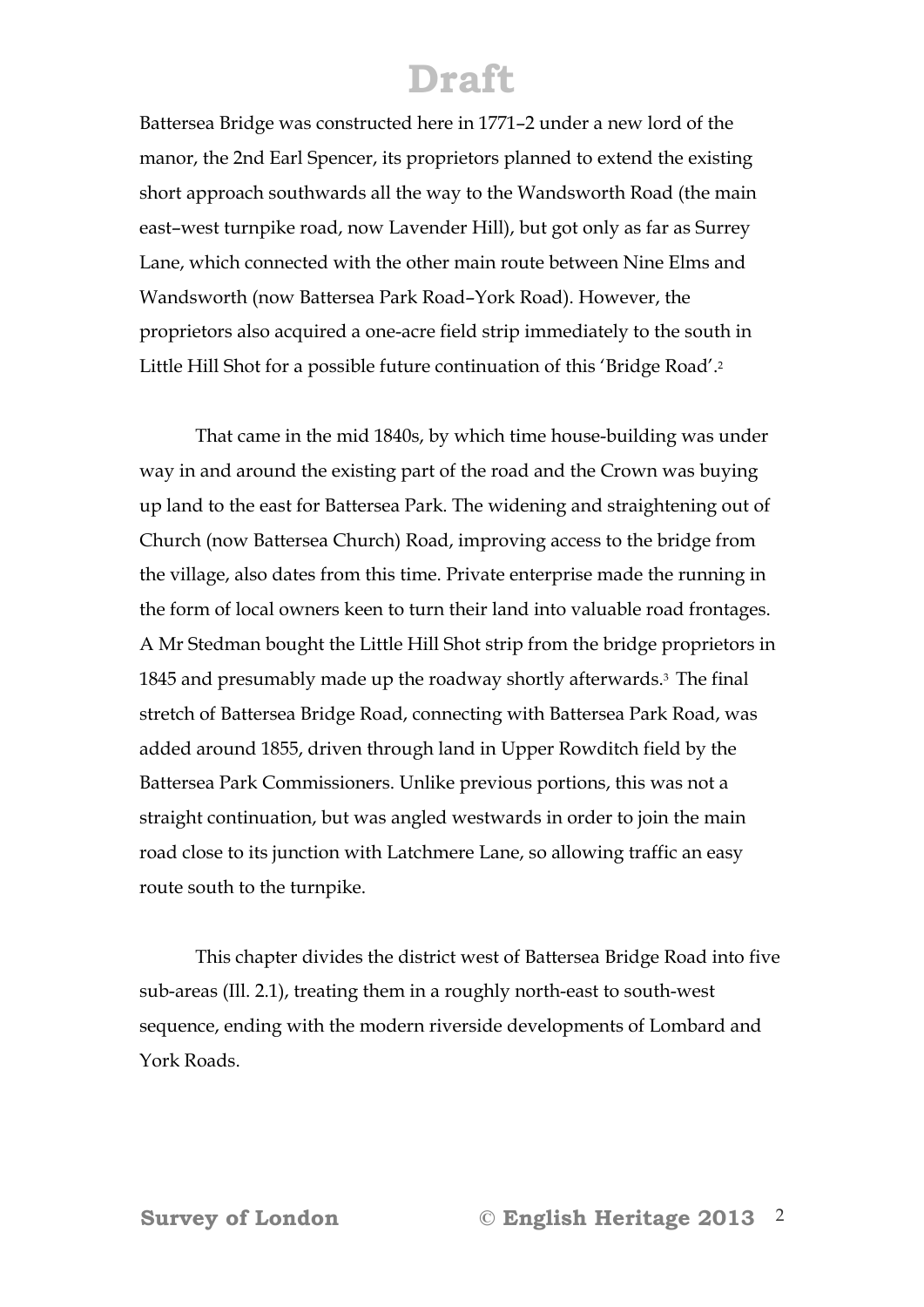Battersea Bridge was constructed here in 1771–2 under a new lord of the manor, the 2nd Earl Spencer, its proprietors planned to extend the existing short approach southwards all the way to the Wandsworth Road (the main east–west turnpike road, now Lavender Hill), but got only as far as Surrey Lane, which connected with the other main route between Nine Elms and Wandsworth (now Battersea Park Road–York Road). However, the proprietors also acquired a one-acre field strip immediately to the south in Little Hill Shot for a possible future continuation of this 'Bridge Road'.[2]

That came in the mid 1840s, by which time house-building was under way in and around the existing part of the road and the Crown was buying up land to the east for Battersea Park. The widening and straightening out of Church (now Battersea Church) Road, improving access to the bridge from the village, also dates from this time. Private enterprise made the running in the form of local owners keen to turn their land into valuable road frontages. A Mr Stedman bought the Little Hill Shot strip from the bridge proprietors in 1845 and presumably made up the roadway shortly afterwards.[3] The final stretch of Battersea Bridge Road, connecting with Battersea Park Road, was added around 1855, driven through land in Upper Rowditch field by the Battersea Park Commissioners. Unlike previous portions, this was not a straight continuation, but was angled westwards in order to join the main road close to its junction with Latchmere Lane, so allowing traffic an easy route south to the turnpike.

This chapter divides the district west of Battersea Bridge Road into five sub-areas (Ill. 2.1), treating them in a roughly north-east to south-west sequence, ending with the modern riverside developments of Lombard and York Roads.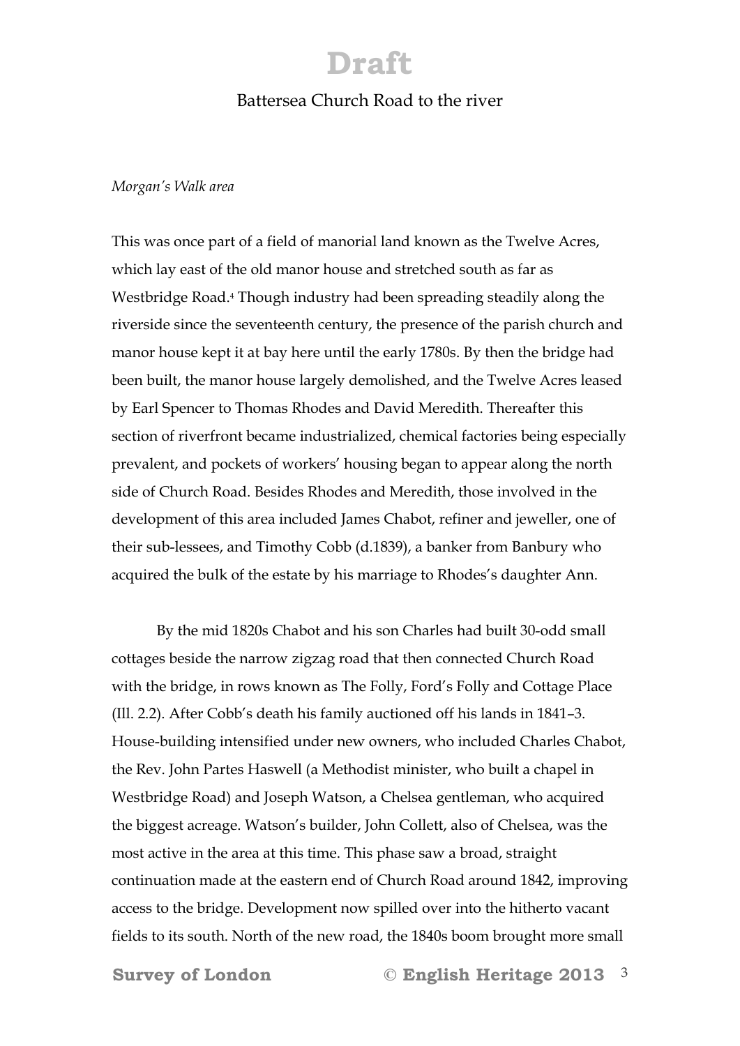Battersea Church Road to the river

*Morgan's Walk area*

This was once part of a field of manorial land known as the Twelve Acres, which lay east of the old manor house and stretched south as far as Westbridge Road.[4] Though industry had been spreading steadily along the riverside since the seventeenth century, the presence of the parish church and manor house kept it at bay here until the early 1780s. By then the bridge had been built, the manor house largely demolished, and the Twelve Acres leased by Earl Spencer to Thomas Rhodes and David Meredith. Thereafter this section of riverfront became industrialized, chemical factories being especially prevalent, and pockets of workers' housing began to appear along the north side of Church Road. Besides Rhodes and Meredith, those involved in the development of this area included James Chabot, refiner and jeweller, one of their sub-lessees, and Timothy Cobb (d.1839), a banker from Banbury who acquired the bulk of the estate by his marriage to Rhodes's daughter Ann.

By the mid 1820s Chabot and his son Charles had built 30-odd small cottages beside the narrow zigzag road that then connected Church Road with the bridge, in rows known as The Folly, Ford's Folly and Cottage Place (Ill. 2.2). After Cobb's death his family auctioned off his lands in 1841–3. House-building intensified under new owners, who included Charles Chabot, the Rev. John Partes Haswell (a Methodist minister, who built a chapel in Westbridge Road) and Joseph Watson, a Chelsea gentleman, who acquired the biggest acreage. Watson's builder, John Collett, also of Chelsea, was the most active in the area at this time. This phase saw a broad, straight continuation made at the eastern end of Church Road around 1842, improving access to the bridge. Development now spilled over into the hitherto vacant fields to its south. North of the new road, the 1840s boom brought more small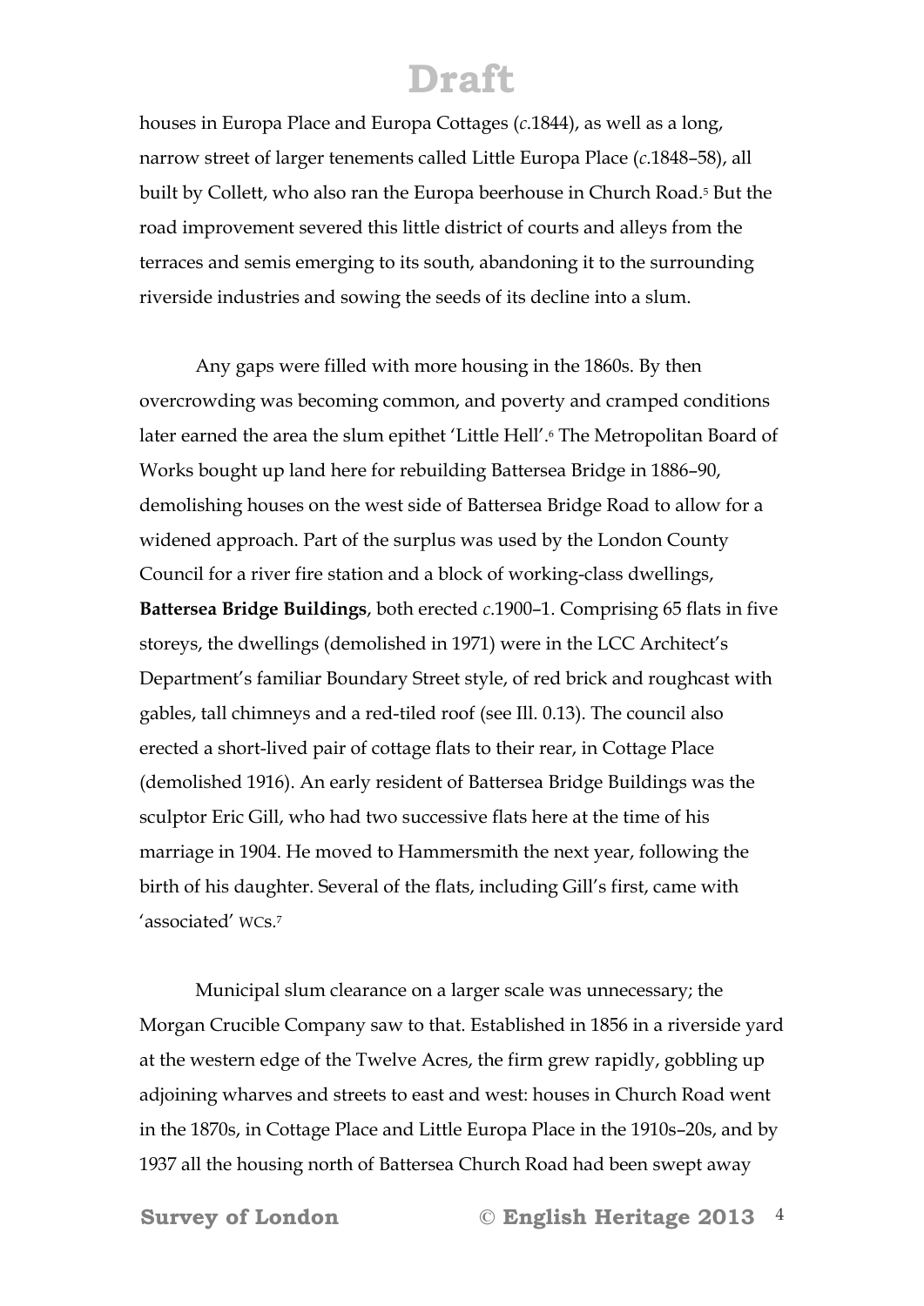houses in Europa Place and Europa Cottages (*c*.1844), as well as a long, narrow street of larger tenements called Little Europa Place (*c*.1848–58), all built by Collett, who also ran the Europa beerhouse in Church Road.[5] But the road improvement severed this little district of courts and alleys from the terraces and semis emerging to its south, abandoning it to the surrounding riverside industries and sowing the seeds of its decline into a slum.

Any gaps were filled with more housing in the 1860s. By then overcrowding was becoming common, and poverty and cramped conditions later earned the area the slum epithet 'Little Hell'.[6] The Metropolitan Board of Works bought up land here for rebuilding Battersea Bridge in 1886–90, demolishing houses on the west side of Battersea Bridge Road to allow for a widened approach. Part of the surplus was used by the London County Council for a river fire station and a block of working-class dwellings, **Battersea Bridge Buildings**, both erected *c*.1900–1. Comprising 65 flats in five storeys, the dwellings (demolished in 1971) were in the LCC Architect's Department's familiar Boundary Street style, of red brick and roughcast with gables, tall chimneys and a red-tiled roof (see Ill. 0.13). The council also erected a short-lived pair of cottage flats to their rear, in Cottage Place (demolished 1916). An early resident of Battersea Bridge Buildings was the sculptor Eric Gill, who had two successive flats here at the time of his marriage in 1904. He moved to Hammersmith the next year, following the birth of his daughter. Several of the flats, including Gill's first, came with 'associated' WCs.[7]

Municipal slum clearance on a larger scale was unnecessary; the Morgan Crucible Company saw to that. Established in 1856 in a riverside yard at the western edge of the Twelve Acres, the firm grew rapidly, gobbling up adjoining wharves and streets to east and west: houses in Church Road went in the 1870s, in Cottage Place and Little Europa Place in the 1910s–20s, and by 1937 all the housing north of Battersea Church Road had been swept away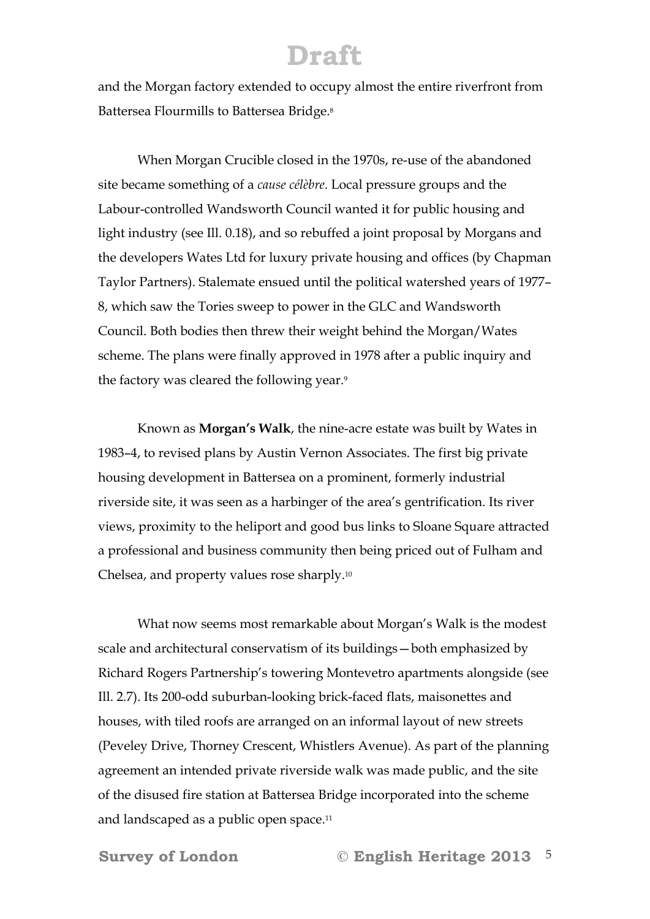and the Morgan factory extended to occupy almost the entire riverfront from Battersea Flourmills to Battersea Bridge.[8]

When Morgan Crucible closed in the 1970s, re-use of the abandoned site became something of a *cause célèbre*. Local pressure groups and the Labour-controlled Wandsworth Council wanted it for public housing and light industry (see Ill. 0.18), and so rebuffed a joint proposal by Morgans and the developers Wates Ltd for luxury private housing and offices (by Chapman Taylor Partners). Stalemate ensued until the political watershed years of 1977–8, which saw the Tories sweep to power in the GLC and Wandsworth Council. Both bodies then threw their weight behind the Morgan/Wates scheme. The plans were finally approved in 1978 after a public inquiry and the factory was cleared the following year.[9]

Known as **Morgan's Walk**, the nine-acre estate was built by Wates in 1983–4, to revised plans by Austin Vernon Associates. The first big private housing development in Battersea on a prominent, formerly industrial riverside site, it was seen as a harbinger of the area's gentrification. Its river views, proximity to the heliport and good bus links to Sloane Square attracted a professional and business community then being priced out of Fulham and Chelsea, and property values rose sharply.[10]

What now seems most remarkable about Morgan's Walk is the modest scale and architectural conservatism of its buildings—both emphasized by Richard Rogers Partnership's towering Montevetro apartments alongside (see Ill. 2.7). Its 200-odd suburban-looking brick-faced flats, maisonettes and houses, with tiled roofs are arranged on an informal layout of new streets (Peveley Drive, Thorney Crescent, Whistlers Avenue). As part of the planning agreement an intended private riverside walk was made public, and the site of the disused fire station at Battersea Bridge incorporated into the scheme and landscaped as a public open space.[11]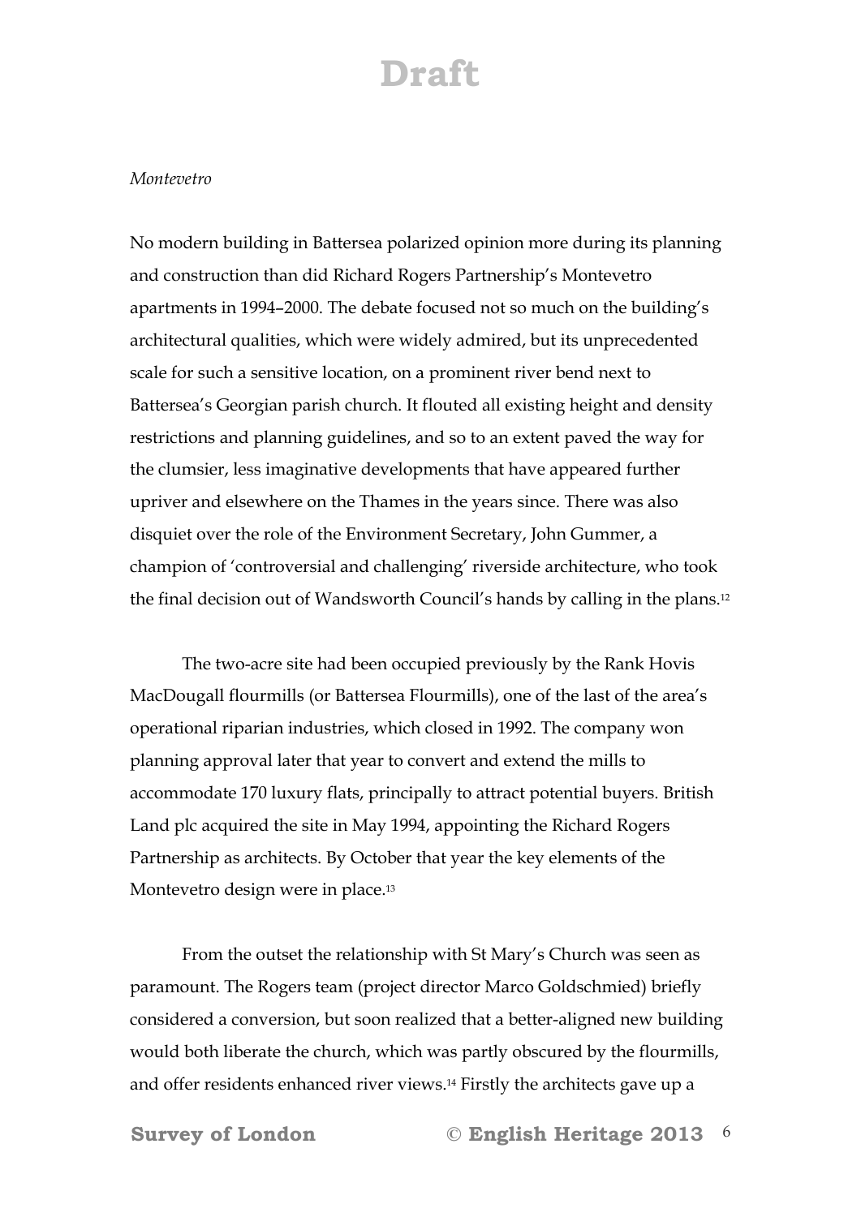*Montevetro*

No modern building in Battersea polarized opinion more during its planning and construction than did Richard Rogers Partnership's Montevetro apartments in 1994–2000. The debate focused not so much on the building's architectural qualities, which were widely admired, but its unprecedented scale for such a sensitive location, on a prominent river bend next to Battersea's Georgian parish church. It flouted all existing height and density restrictions and planning guidelines, and so to an extent paved the way for the clumsier, less imaginative developments that have appeared further upriver and elsewhere on the Thames in the years since. There was also disquiet over the role of the Environment Secretary, John Gummer, a champion of 'controversial and challenging' riverside architecture, who took the final decision out of Wandsworth Council's hands by calling in the plans.[12]

The two-acre site had been occupied previously by the Rank Hovis MacDougall flourmills (or Battersea Flourmills), one of the last of the area's operational riparian industries, which closed in 1992. The company won planning approval later that year to convert and extend the mills to accommodate 170 luxury flats, principally to attract potential buyers. British Land plc acquired the site in May 1994, appointing the Richard Rogers Partnership as architects. By October that year the key elements of the Montevetro design were in place.[13]

From the outset the relationship with St Mary's Church was seen as paramount. The Rogers team (project director Marco Goldschmied) briefly considered a conversion, but soon realized that a better-aligned new building would both liberate the church, which was partly obscured by the flourmills, and offer residents enhanced river views.[14] Firstly the architects gave up a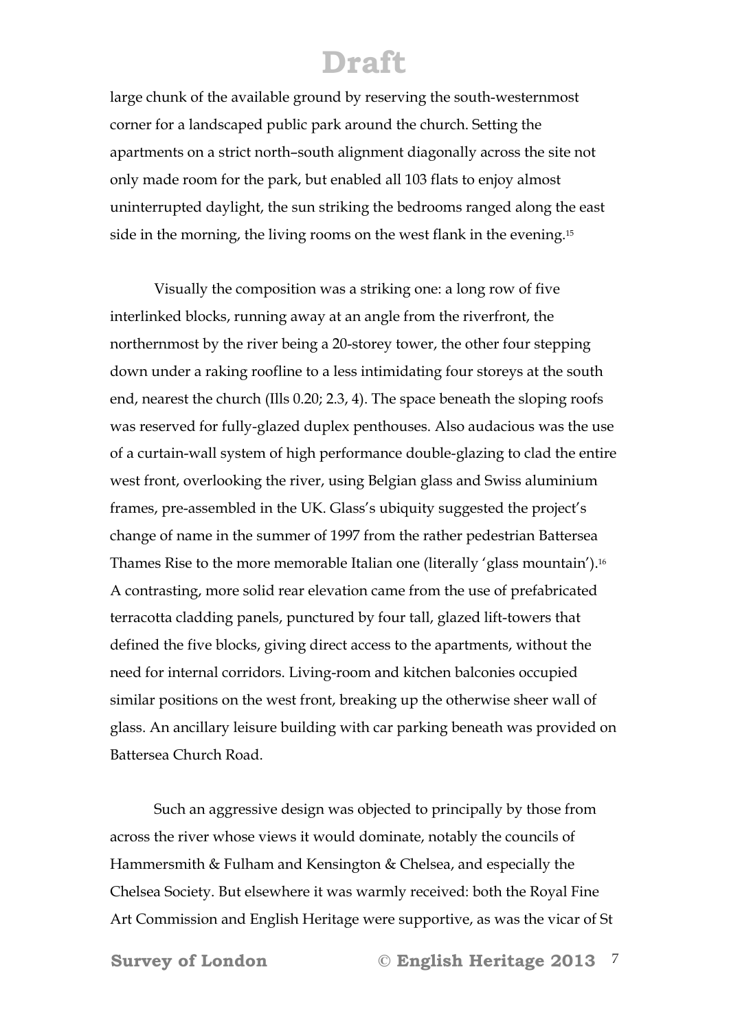large chunk of the available ground by reserving the south-westernmost corner for a landscaped public park around the church. Setting the apartments on a strict north–south alignment diagonally across the site not only made room for the park, but enabled all 103 flats to enjoy almost uninterrupted daylight, the sun striking the bedrooms ranged along the east side in the morning, the living rooms on the west flank in the evening.[15]

Visually the composition was a striking one: a long row of five interlinked blocks, running away at an angle from the riverfront, the northernmost by the river being a 20-storey tower, the other four stepping down under a raking roofline to a less intimidating four storeys at the south end, nearest the church (Ills 0.20; 2.3, 4). The space beneath the sloping roofs was reserved for fully-glazed duplex penthouses. Also audacious was the use of a curtain-wall system of high performance double-glazing to clad the entire west front, overlooking the river, using Belgian glass and Swiss aluminium frames, pre-assembled in the UK. Glass's ubiquity suggested the project's change of name in the summer of 1997 from the rather pedestrian Battersea Thames Rise to the more memorable Italian one (literally 'glass mountain').[16] A contrasting, more solid rear elevation came from the use of prefabricated terracotta cladding panels, punctured by four tall, glazed lift-towers that defined the five blocks, giving direct access to the apartments, without the need for internal corridors. Living-room and kitchen balconies occupied similar positions on the west front, breaking up the otherwise sheer wall of glass. An ancillary leisure building with car parking beneath was provided on Battersea Church Road.

Such an aggressive design was objected to principally by those from across the river whose views it would dominate, notably the councils of Hammersmith & Fulham and Kensington & Chelsea, and especially the Chelsea Society. But elsewhere it was warmly received: both the Royal Fine Art Commission and English Heritage were supportive, as was the vicar of St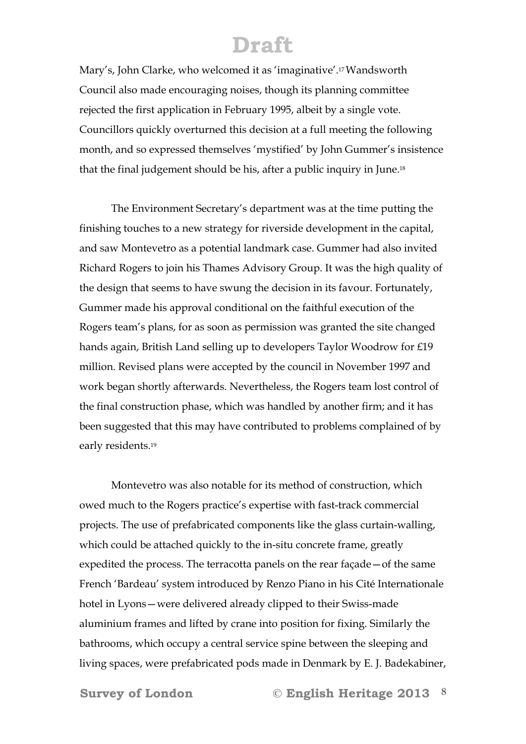Mary's, John Clarke, who welcomed it as 'imaginative'.[17] Wandsworth Council also made encouraging noises, though its planning committee rejected the first application in February 1995, albeit by a single vote. Councillors quickly overturned this decision at a full meeting the following month, and so expressed themselves 'mystified' by John Gummer's insistence that the final judgement should be his, after a public inquiry in June.[18]

The Environment Secretary's department was at the time putting the finishing touches to a new strategy for riverside development in the capital, and saw Montevetro as a potential landmark case. Gummer had also invited Richard Rogers to join his Thames Advisory Group. It was the high quality of the design that seems to have swung the decision in its favour. Fortunately, Gummer made his approval conditional on the faithful execution of the Rogers team's plans, for as soon as permission was granted the site changed hands again, British Land selling up to developers Taylor Woodrow for £19 million. Revised plans were accepted by the council in November 1997 and work began shortly afterwards. Nevertheless, the Rogers team lost control of the final construction phase, which was handled by another firm; and it has been suggested that this may have contributed to problems complained of by early residents.[19]

Montevetro was also notable for its method of construction, which owed much to the Rogers practice's expertise with fast-track commercial projects. The use of prefabricated components like the glass curtain-walling, which could be attached quickly to the in-situ concrete frame, greatly expedited the process. The terracotta panels on the rear façade—of the same French 'Bardeau' system introduced by Renzo Piano in his Cité Internationale hotel in Lyons—were delivered already clipped to their Swiss-made aluminium frames and lifted by crane into position for fixing. Similarly the bathrooms, which occupy a central service spine between the sleeping and living spaces, were prefabricated pods made in Denmark by E. J. Badekabiner,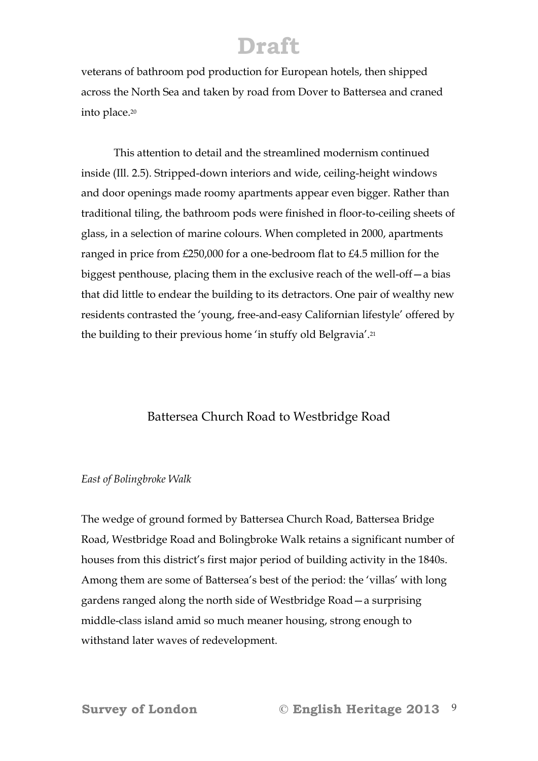veterans of bathroom pod production for European hotels, then shipped across the North Sea and taken by road from Dover to Battersea and craned into place.[20]

This attention to detail and the streamlined modernism continued inside (Ill. 2.5). Stripped-down interiors and wide, ceiling-height windows and door openings made roomy apartments appear even bigger. Rather than traditional tiling, the bathroom pods were finished in floor-to-ceiling sheets of glass, in a selection of marine colours. When completed in 2000, apartments ranged in price from £250,000 for a one-bedroom flat to £4.5 million for the biggest penthouse, placing them in the exclusive reach of the well-off—a bias that did little to endear the building to its detractors. One pair of wealthy new residents contrasted the 'young, free-and-easy Californian lifestyle' offered by the building to their previous home 'in stuffy old Belgravia'.[21]

## Battersea Church Road to Westbridge Road

*East of Bolingbroke Walk*

The wedge of ground formed by Battersea Church Road, Battersea Bridge Road, Westbridge Road and Bolingbroke Walk retains a significant number of houses from this district's first major period of building activity in the 1840s. Among them are some of Battersea's best of the period: the 'villas' with long gardens ranged along the north side of Westbridge Road—a surprising middle-class island amid so much meaner housing, strong enough to withstand later waves of redevelopment.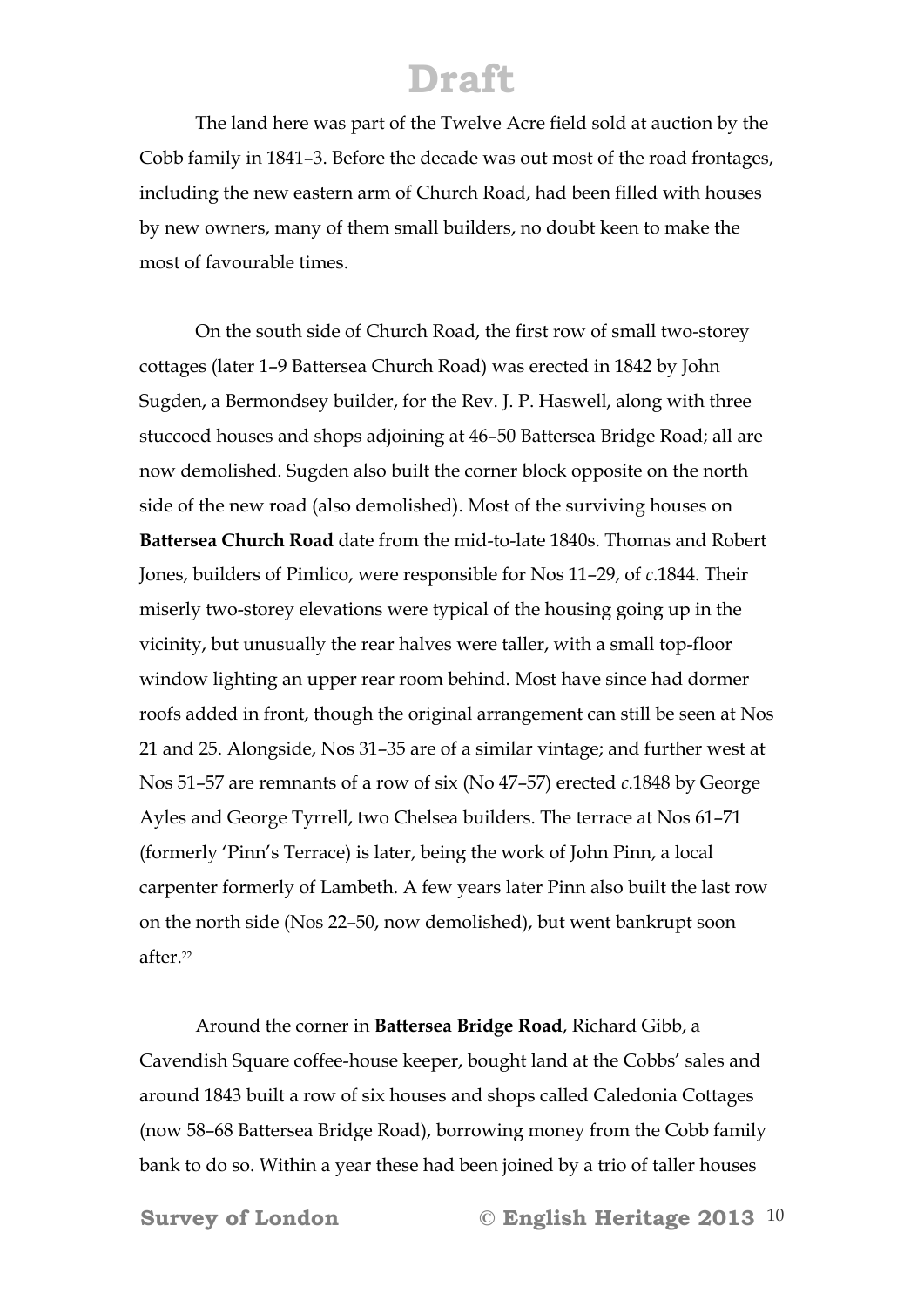The land here was part of the Twelve Acre field sold at auction by the Cobb family in 1841–3. Before the decade was out most of the road frontages, including the new eastern arm of Church Road, had been filled with houses by new owners, many of them small builders, no doubt keen to make the most of favourable times.

On the south side of Church Road, the first row of small two-storey cottages (later 1–9 Battersea Church Road) was erected in 1842 by John Sugden, a Bermondsey builder, for the Rev. J. P. Haswell, along with three stuccoed houses and shops adjoining at 46–50 Battersea Bridge Road; all are now demolished. Sugden also built the corner block opposite on the north side of the new road (also demolished). Most of the surviving houses on **Battersea Church Road** date from the mid-to-late 1840s. Thomas and Robert Jones, builders of Pimlico, were responsible for Nos 11–29, of *c.*1844. Their miserly two-storey elevations were typical of the housing going up in the vicinity, but unusually the rear halves were taller, with a small top-floor window lighting an upper rear room behind. Most have since had dormer roofs added in front, though the original arrangement can still be seen at Nos 21 and 25. Alongside, Nos 31–35 are of a similar vintage; and further west at Nos 51–57 are remnants of a row of six (No 47–57) erected *c.*1848 by George Ayles and George Tyrrell, two Chelsea builders. The terrace at Nos 61–71 (formerly 'Pinn's Terrace) is later, being the work of John Pinn, a local carpenter formerly of Lambeth. A few years later Pinn also built the last row on the north side (Nos 22–50, now demolished), but went bankrupt soon after.[22]

Around the corner in **Battersea Bridge Road**, Richard Gibb, a Cavendish Square coffee-house keeper, bought land at the Cobbs' sales and around 1843 built a row of six houses and shops called Caledonia Cottages (now 58–68 Battersea Bridge Road), borrowing money from the Cobb family bank to do so. Within a year these had been joined by a trio of taller houses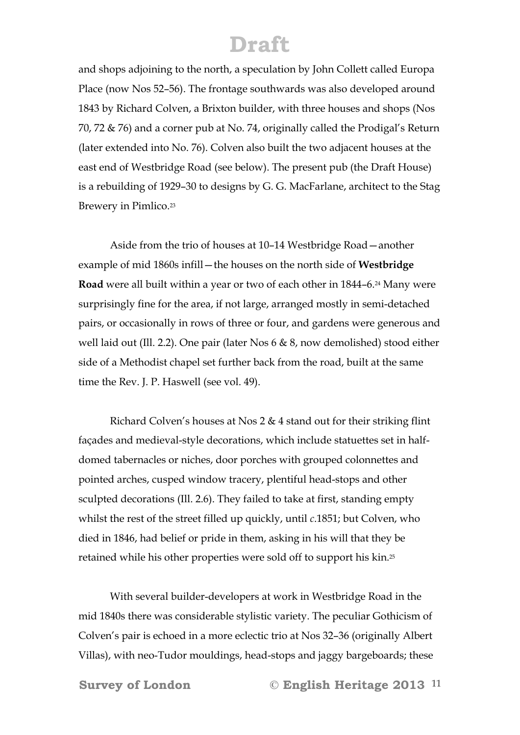and shops adjoining to the north, a speculation by John Collett called Europa Place (now Nos 52–56). The frontage southwards was also developed around 1843 by Richard Colven, a Brixton builder, with three houses and shops (Nos 70, 72 & 76) and a corner pub at No. 74, originally called the Prodigal's Return (later extended into No. 76). Colven also built the two adjacent houses at the east end of Westbridge Road (see below). The present pub (the Draft House) is a rebuilding of 1929–30 to designs by G. G. MacFarlane, architect to the Stag Brewery in Pimlico.[23]

Aside from the trio of houses at 10–14 Westbridge Road—another example of mid 1860s infill—the houses on the north side of **Westbridge Road** were all built within a year or two of each other in 1844–6.[24] Many were surprisingly fine for the area, if not large, arranged mostly in semi-detached pairs, or occasionally in rows of three or four, and gardens were generous and well laid out (Ill. 2.2). One pair (later Nos 6 & 8, now demolished) stood either side of a Methodist chapel set further back from the road, built at the same time the Rev. J. P. Haswell (see vol. 49).

Richard Colven's houses at Nos 2 & 4 stand out for their striking flint façades and medieval-style decorations, which include statuettes set in half-domed tabernacles or niches, door porches with grouped colonnettes and pointed arches, cusped window tracery, plentiful head-stops and other sculpted decorations (Ill. 2.6). They failed to take at first, standing empty whilst the rest of the street filled up quickly, until *c*.1851; but Colven, who died in 1846, had belief or pride in them, asking in his will that they be retained while his other properties were sold off to support his kin.[25]

With several builder-developers at work in Westbridge Road in the mid 1840s there was considerable stylistic variety. The peculiar Gothicism of Colven's pair is echoed in a more eclectic trio at Nos 32–36 (originally Albert Villas), with neo-Tudor mouldings, head-stops and jaggy bargeboards; these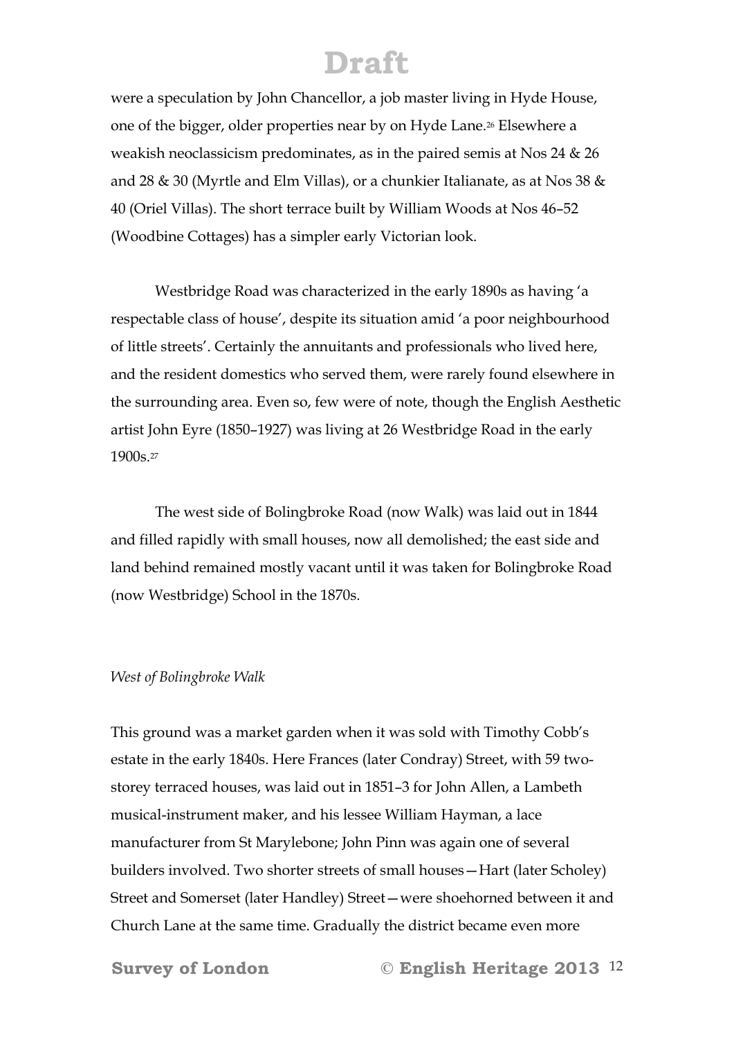were a speculation by John Chancellor, a job master living in Hyde House, one of the bigger, older properties near by on Hyde Lane.[26] Elsewhere a weakish neoclassicism predominates, as in the paired semis at Nos 24 & 26 and 28 & 30 (Myrtle and Elm Villas), or a chunkier Italianate, as at Nos 38 & 40 (Oriel Villas). The short terrace built by William Woods at Nos 46–52 (Woodbine Cottages) has a simpler early Victorian look.

Westbridge Road was characterized in the early 1890s as having 'a respectable class of house', despite its situation amid 'a poor neighbourhood of little streets'. Certainly the annuitants and professionals who lived here, and the resident domestics who served them, were rarely found elsewhere in the surrounding area. Even so, few were of note, though the English Aesthetic artist John Eyre (1850–1927) was living at 26 Westbridge Road in the early 1900s.[27]

The west side of Bolingbroke Road (now Walk) was laid out in 1844 and filled rapidly with small houses, now all demolished; the east side and land behind remained mostly vacant until it was taken for Bolingbroke Road (now Westbridge) School in the 1870s.

*West of Bolingbroke Walk*

This ground was a market garden when it was sold with Timothy Cobb's estate in the early 1840s. Here Frances (later Condray) Street, with 59 two-storey terraced houses, was laid out in 1851–3 for John Allen, a Lambeth musical-instrument maker, and his lessee William Hayman, a lace manufacturer from St Marylebone; John Pinn was again one of several builders involved. Two shorter streets of small houses—Hart (later Scholey) Street and Somerset (later Handley) Street—were shoehorned between it and Church Lane at the same time. Gradually the district became even more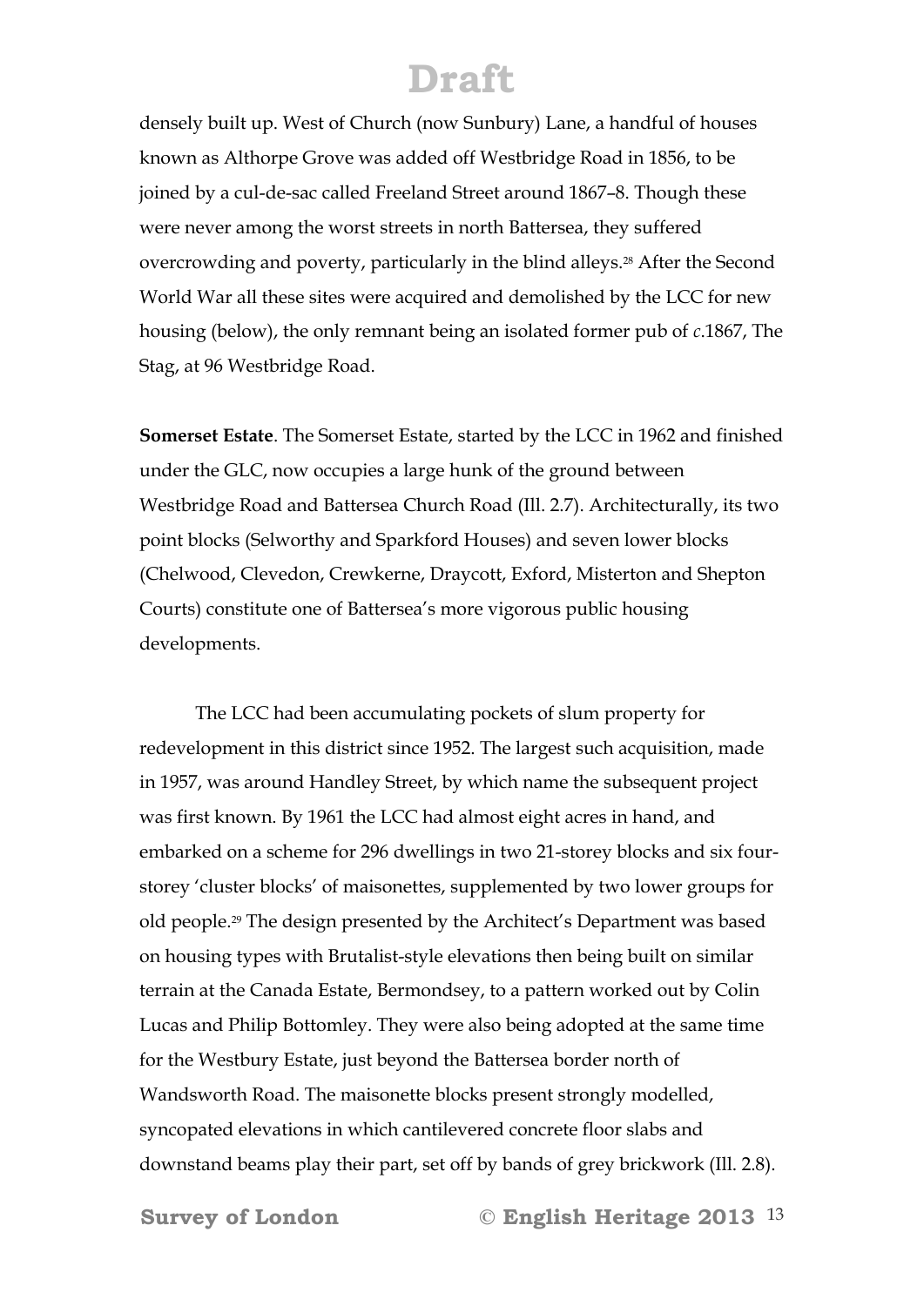densely built up. West of Church (now Sunbury) Lane, a handful of houses known as Althorpe Grove was added off Westbridge Road in 1856, to be joined by a cul-de-sac called Freeland Street around 1867–8. Though these were never among the worst streets in north Battersea, they suffered overcrowding and poverty, particularly in the blind alleys.[28] After the Second World War all these sites were acquired and demolished by the LCC for new housing (below), the only remnant being an isolated former pub of *c*.1867, The Stag, at 96 Westbridge Road.

**Somerset Estate**. The Somerset Estate, started by the LCC in 1962 and finished under the GLC, now occupies a large hunk of the ground between Westbridge Road and Battersea Church Road (Ill. 2.7). Architecturally, its two point blocks (Selworthy and Sparkford Houses) and seven lower blocks (Chelwood, Clevedon, Crewkerne, Draycott, Exford, Misterton and Shepton Courts) constitute one of Battersea's more vigorous public housing developments.

The LCC had been accumulating pockets of slum property for redevelopment in this district since 1952. The largest such acquisition, made in 1957, was around Handley Street, by which name the subsequent project was first known. By 1961 the LCC had almost eight acres in hand, and embarked on a scheme for 296 dwellings in two 21-storey blocks and six four-storey 'cluster blocks' of maisonettes, supplemented by two lower groups for old people.[29] The design presented by the Architect's Department was based on housing types with Brutalist-style elevations then being built on similar terrain at the Canada Estate, Bermondsey, to a pattern worked out by Colin Lucas and Philip Bottomley. They were also being adopted at the same time for the Westbury Estate, just beyond the Battersea border north of Wandsworth Road. The maisonette blocks present strongly modelled, syncopated elevations in which cantilevered concrete floor slabs and downstand beams play their part, set off by bands of grey brickwork (Ill. 2.8).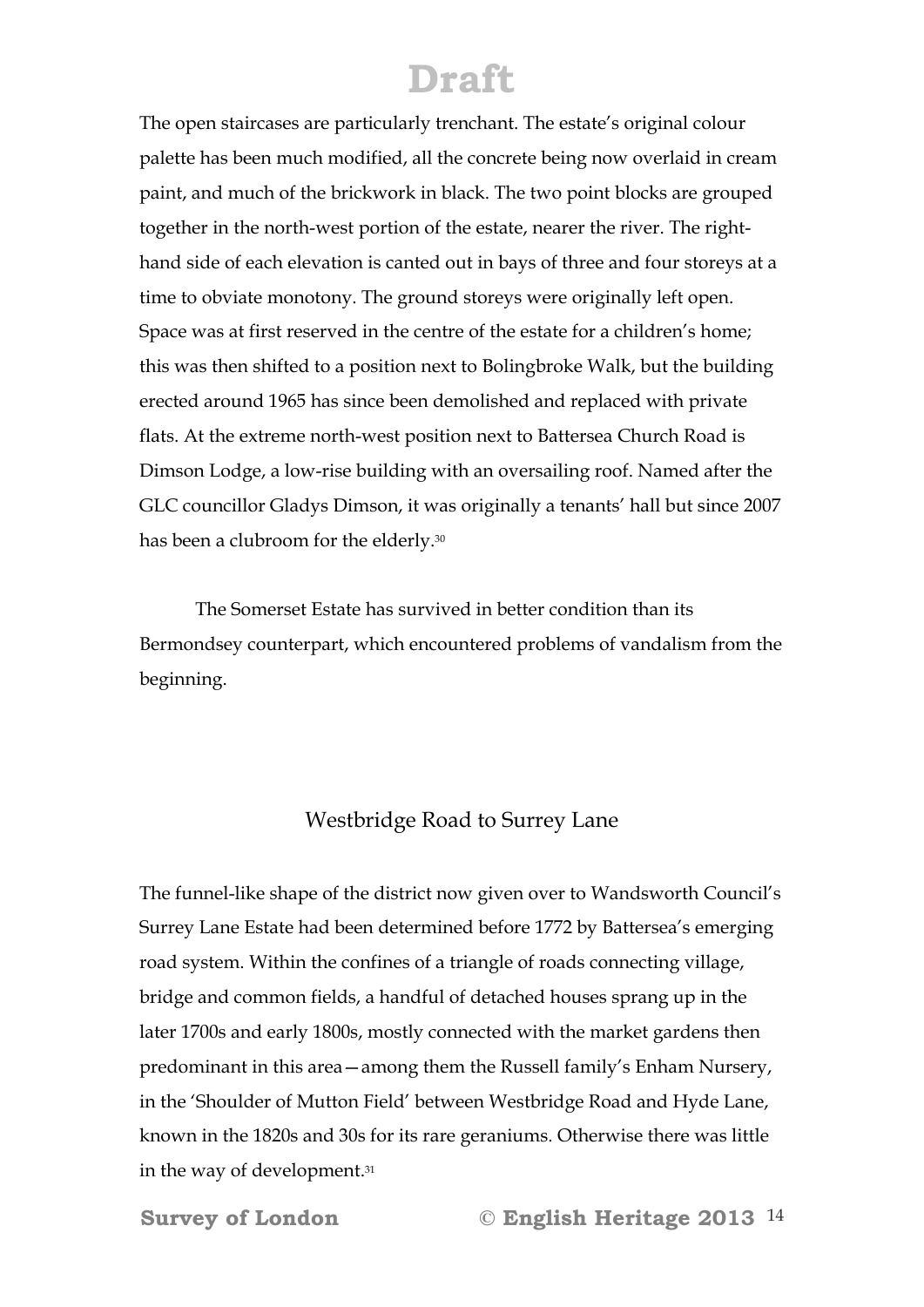The open staircases are particularly trenchant. The estate's original colour palette has been much modified, all the concrete being now overlaid in cream paint, and much of the brickwork in black. The two point blocks are grouped together in the north-west portion of the estate, nearer the river. The right-hand side of each elevation is canted out in bays of three and four storeys at a time to obviate monotony. The ground storeys were originally left open. Space was at first reserved in the centre of the estate for a children's home; this was then shifted to a position next to Bolingbroke Walk, but the building erected around 1965 has since been demolished and replaced with private flats. At the extreme north-west position next to Battersea Church Road is Dimson Lodge, a low-rise building with an oversailing roof. Named after the GLC councillor Gladys Dimson, it was originally a tenants' hall but since 2007 has been a clubroom for the elderly.[30]

The Somerset Estate has survived in better condition than its Bermondsey counterpart, which encountered problems of vandalism from the beginning.

## Westbridge Road to Surrey Lane

The funnel-like shape of the district now given over to Wandsworth Council's Surrey Lane Estate had been determined before 1772 by Battersea's emerging road system. Within the confines of a triangle of roads connecting village, bridge and common fields, a handful of detached houses sprang up in the later 1700s and early 1800s, mostly connected with the market gardens then predominant in this area—among them the Russell family's Enham Nursery, in the 'Shoulder of Mutton Field' between Westbridge Road and Hyde Lane, known in the 1820s and 30s for its rare geraniums. Otherwise there was little in the way of development.[31]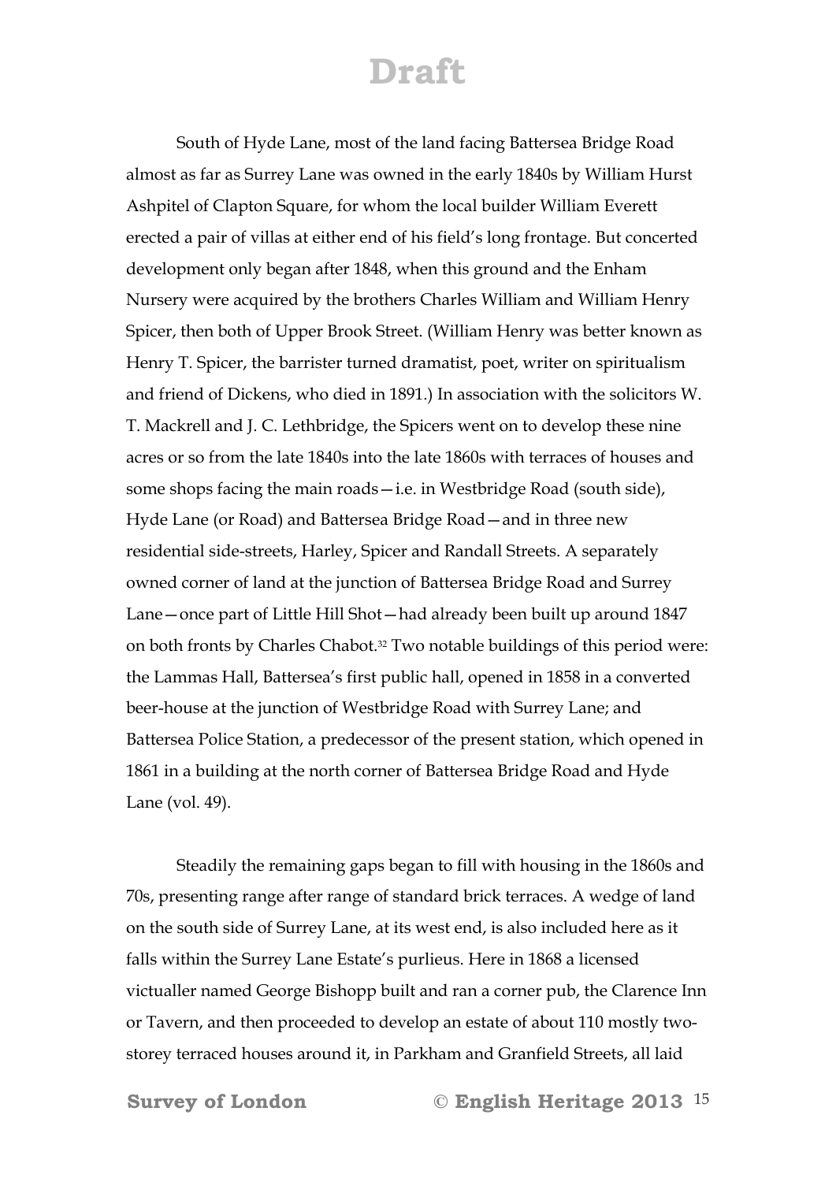South of Hyde Lane, most of the land facing Battersea Bridge Road almost as far as Surrey Lane was owned in the early 1840s by William Hurst Ashpitel of Clapton Square, for whom the local builder William Everett erected a pair of villas at either end of his field's long frontage. But concerted development only began after 1848, when this ground and the Enham Nursery were acquired by the brothers Charles William and William Henry Spicer, then both of Upper Brook Street. (William Henry was better known as Henry T. Spicer, the barrister turned dramatist, poet, writer on spiritualism and friend of Dickens, who died in 1891.) In association with the solicitors W. T. Mackrell and J. C. Lethbridge, the Spicers went on to develop these nine acres or so from the late 1840s into the late 1860s with terraces of houses and some shops facing the main roads—i.e. in Westbridge Road (south side), Hyde Lane (or Road) and Battersea Bridge Road—and in three new residential side-streets, Harley, Spicer and Randall Streets. A separately owned corner of land at the junction of Battersea Bridge Road and Surrey Lane—once part of Little Hill Shot—had already been built up around 1847 on both fronts by Charles Chabot.[32] Two notable buildings of this period were: the Lammas Hall, Battersea's first public hall, opened in 1858 in a converted beer-house at the junction of Westbridge Road with Surrey Lane; and Battersea Police Station, a predecessor of the present station, which opened in 1861 in a building at the north corner of Battersea Bridge Road and Hyde Lane (vol. 49).

Steadily the remaining gaps began to fill with housing in the 1860s and 70s, presenting range after range of standard brick terraces. A wedge of land on the south side of Surrey Lane, at its west end, is also included here as it falls within the Surrey Lane Estate's purlieus. Here in 1868 a licensed victualler named George Bishopp built and ran a corner pub, the Clarence Inn or Tavern, and then proceeded to develop an estate of about 110 mostly two-storey terraced houses around it, in Parkham and Granfield Streets, all laid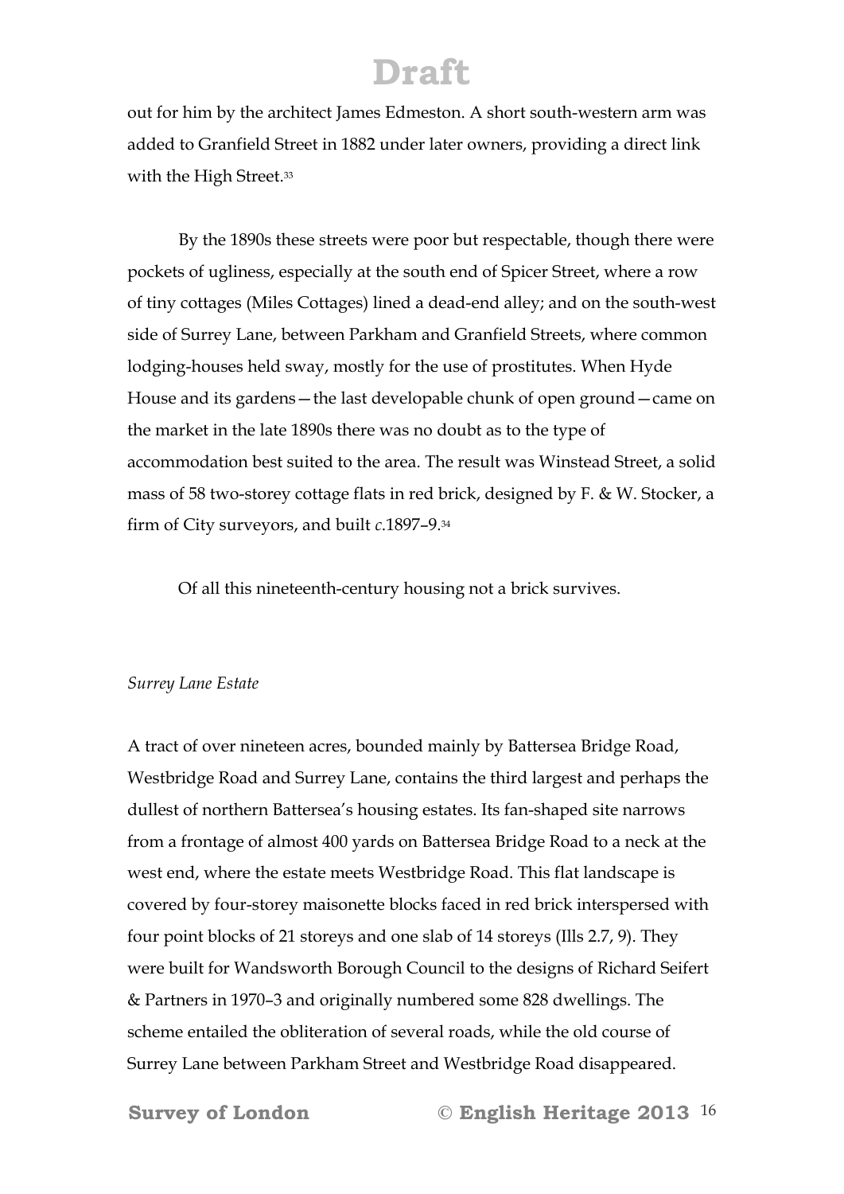out for him by the architect James Edmeston. A short south-western arm was added to Granfield Street in 1882 under later owners, providing a direct link with the High Street.[33]

By the 1890s these streets were poor but respectable, though there were pockets of ugliness, especially at the south end of Spicer Street, where a row of tiny cottages (Miles Cottages) lined a dead-end alley; and on the south-west side of Surrey Lane, between Parkham and Granfield Streets, where common lodging-houses held sway, mostly for the use of prostitutes. When Hyde House and its gardens—the last developable chunk of open ground—came on the market in the late 1890s there was no doubt as to the type of accommodation best suited to the area. The result was Winstead Street, a solid mass of 58 two-storey cottage flats in red brick, designed by F. & W. Stocker, a firm of City surveyors, and built *c.*1897–9.[34]

Of all this nineteenth-century housing not a brick survives.

*Surrey Lane Estate*

A tract of over nineteen acres, bounded mainly by Battersea Bridge Road, Westbridge Road and Surrey Lane, contains the third largest and perhaps the dullest of northern Battersea's housing estates. Its fan-shaped site narrows from a frontage of almost 400 yards on Battersea Bridge Road to a neck at the west end, where the estate meets Westbridge Road. This flat landscape is covered by four-storey maisonette blocks faced in red brick interspersed with four point blocks of 21 storeys and one slab of 14 storeys (Ills 2.7, 9). They were built for Wandsworth Borough Council to the designs of Richard Seifert & Partners in 1970–3 and originally numbered some 828 dwellings. The scheme entailed the obliteration of several roads, while the old course of Surrey Lane between Parkham Street and Westbridge Road disappeared.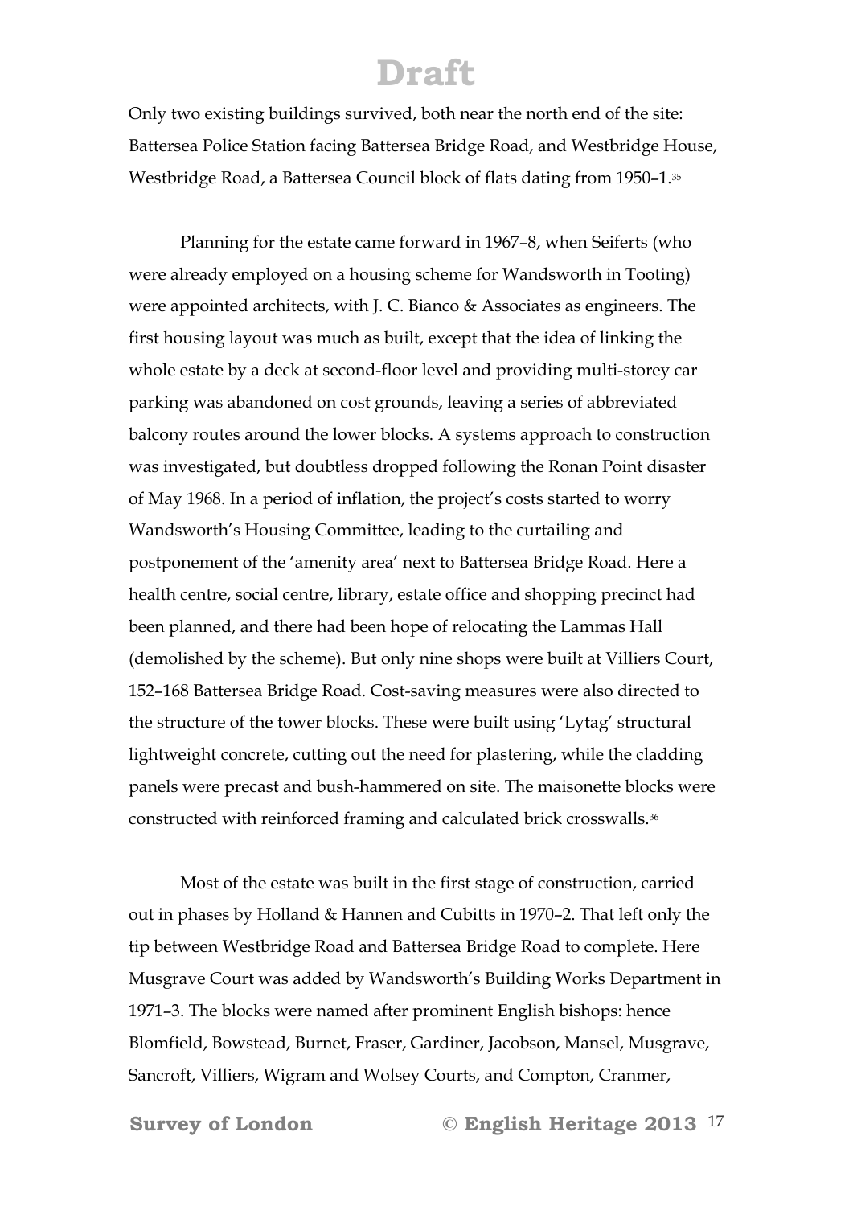Only two existing buildings survived, both near the north end of the site: Battersea Police Station facing Battersea Bridge Road, and Westbridge House, Westbridge Road, a Battersea Council block of flats dating from 1950–1.[35]

Planning for the estate came forward in 1967–8, when Seiferts (who were already employed on a housing scheme for Wandsworth in Tooting) were appointed architects, with J. C. Bianco & Associates as engineers. The first housing layout was much as built, except that the idea of linking the whole estate by a deck at second-floor level and providing multi-storey car parking was abandoned on cost grounds, leaving a series of abbreviated balcony routes around the lower blocks. A systems approach to construction was investigated, but doubtless dropped following the Ronan Point disaster of May 1968. In a period of inflation, the project's costs started to worry Wandsworth's Housing Committee, leading to the curtailing and postponement of the 'amenity area' next to Battersea Bridge Road. Here a health centre, social centre, library, estate office and shopping precinct had been planned, and there had been hope of relocating the Lammas Hall (demolished by the scheme). But only nine shops were built at Villiers Court, 152–168 Battersea Bridge Road. Cost-saving measures were also directed to the structure of the tower blocks. These were built using 'Lytag' structural lightweight concrete, cutting out the need for plastering, while the cladding panels were precast and bush-hammered on site. The maisonette blocks were constructed with reinforced framing and calculated brick crosswalls.[36]

Most of the estate was built in the first stage of construction, carried out in phases by Holland & Hannen and Cubitts in 1970–2. That left only the tip between Westbridge Road and Battersea Bridge Road to complete. Here Musgrave Court was added by Wandsworth's Building Works Department in 1971–3. The blocks were named after prominent English bishops: hence Blomfield, Bowstead, Burnet, Fraser, Gardiner, Jacobson, Mansel, Musgrave, Sancroft, Villiers, Wigram and Wolsey Courts, and Compton, Cranmer,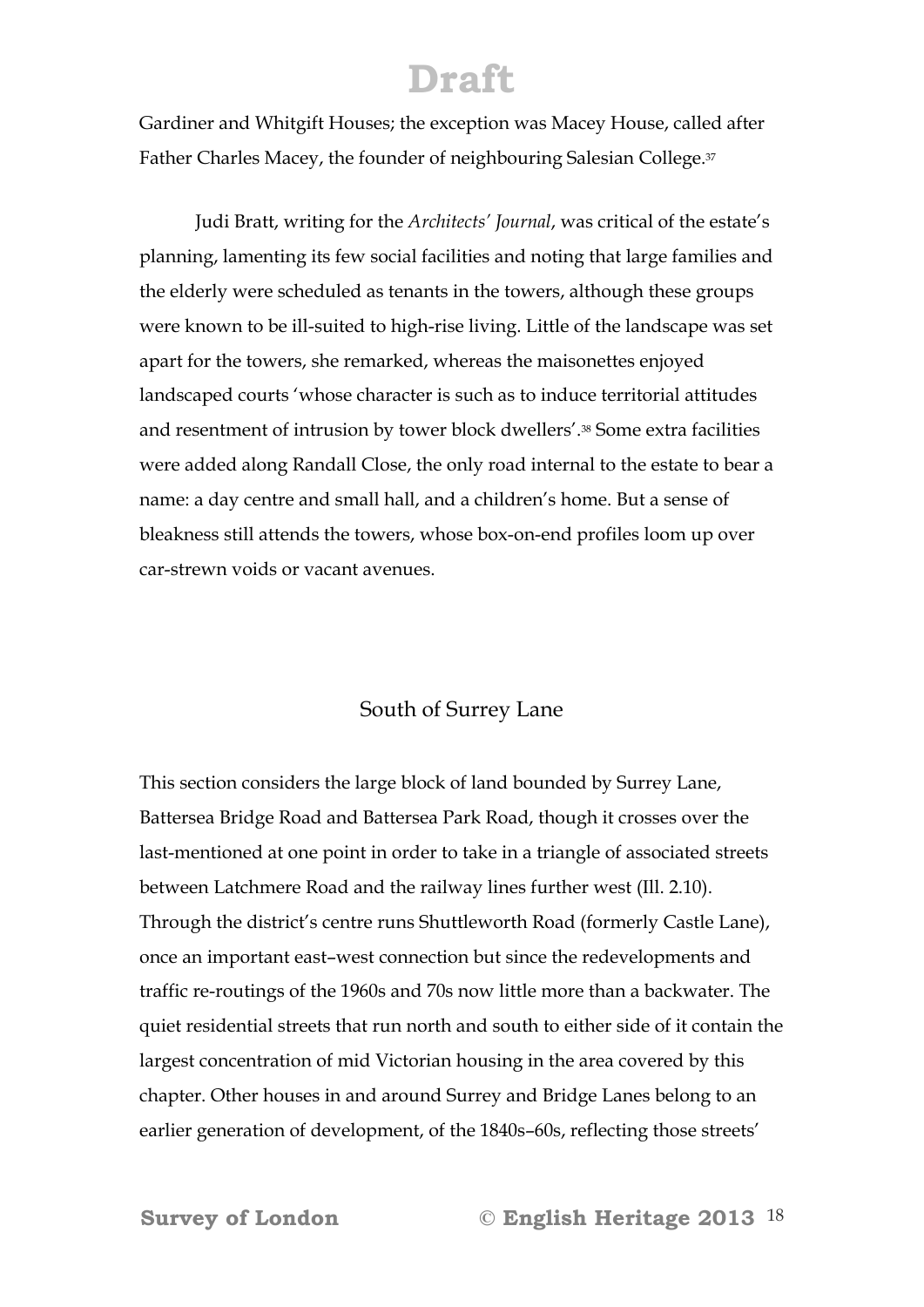Gardiner and Whitgift Houses; the exception was Macey House, called after Father Charles Macey, the founder of neighbouring Salesian College.[37]

Judi Bratt, writing for the *Architects' Journal*, was critical of the estate's planning, lamenting its few social facilities and noting that large families and the elderly were scheduled as tenants in the towers, although these groups were known to be ill-suited to high-rise living. Little of the landscape was set apart for the towers, she remarked, whereas the maisonettes enjoyed landscaped courts 'whose character is such as to induce territorial attitudes and resentment of intrusion by tower block dwellers'.[38] Some extra facilities were added along Randall Close, the only road internal to the estate to bear a name: a day centre and small hall, and a children's home. But a sense of bleakness still attends the towers, whose box-on-end profiles loom up over car-strewn voids or vacant avenues.

## South of Surrey Lane

This section considers the large block of land bounded by Surrey Lane, Battersea Bridge Road and Battersea Park Road, though it crosses over the last-mentioned at one point in order to take in a triangle of associated streets between Latchmere Road and the railway lines further west (Ill. 2.10). Through the district's centre runs Shuttleworth Road (formerly Castle Lane), once an important east–west connection but since the redevelopments and traffic re-routings of the 1960s and 70s now little more than a backwater. The quiet residential streets that run north and south to either side of it contain the largest concentration of mid Victorian housing in the area covered by this chapter. Other houses in and around Surrey and Bridge Lanes belong to an earlier generation of development, of the 1840s–60s, reflecting those streets'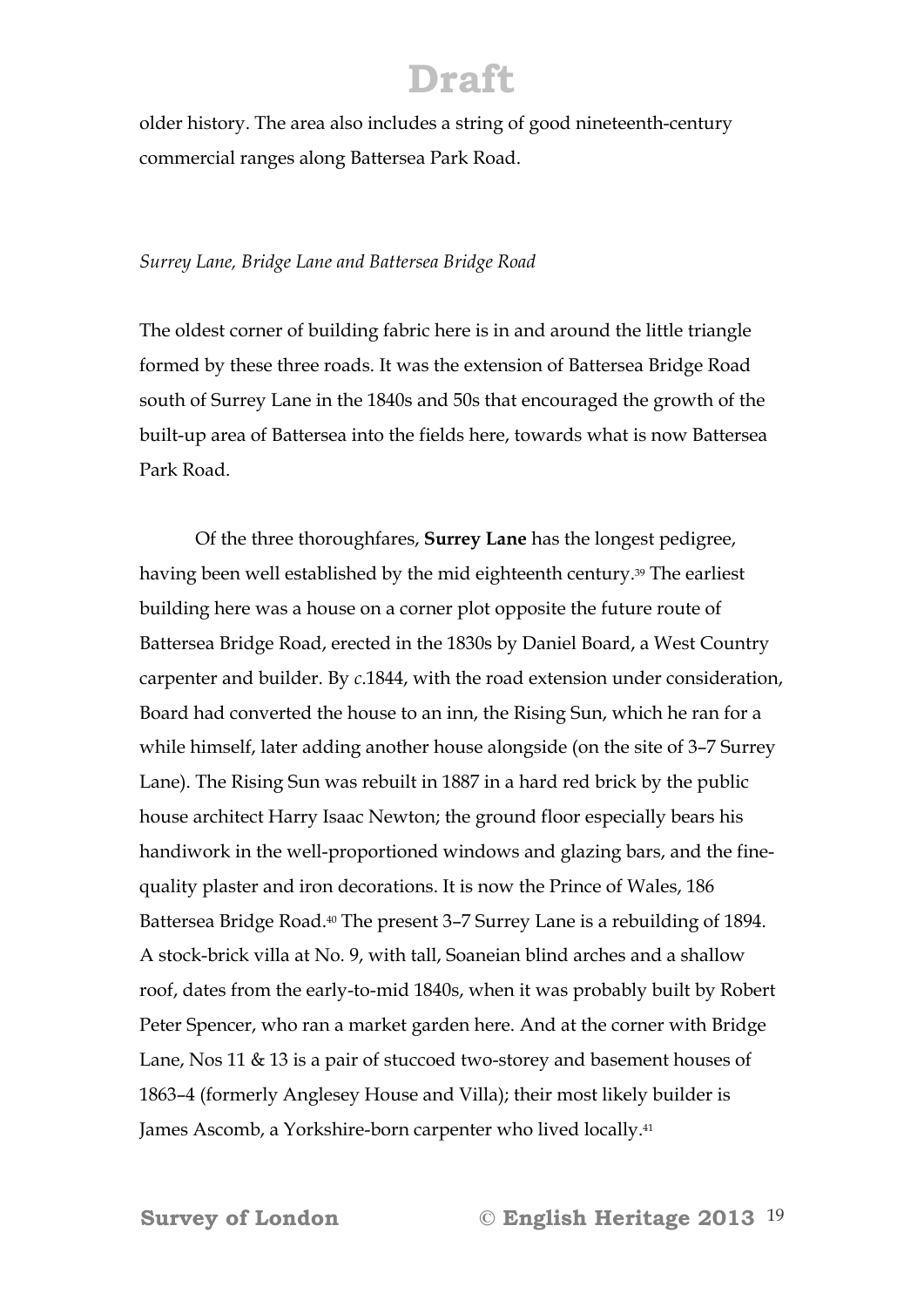older history. The area also includes a string of good nineteenth-century commercial ranges along Battersea Park Road.

*Surrey Lane, Bridge Lane and Battersea Bridge Road*

The oldest corner of building fabric here is in and around the little triangle formed by these three roads. It was the extension of Battersea Bridge Road south of Surrey Lane in the 1840s and 50s that encouraged the growth of the built-up area of Battersea into the fields here, towards what is now Battersea Park Road.

Of the three thoroughfares, **Surrey Lane** has the longest pedigree, having been well established by the mid eighteenth century.[39] The earliest building here was a house on a corner plot opposite the future route of Battersea Bridge Road, erected in the 1830s by Daniel Board, a West Country carpenter and builder. By *c*.1844, with the road extension under consideration, Board had converted the house to an inn, the Rising Sun, which he ran for a while himself, later adding another house alongside (on the site of 3–7 Surrey Lane). The Rising Sun was rebuilt in 1887 in a hard red brick by the public house architect Harry Isaac Newton; the ground floor especially bears his handiwork in the well-proportioned windows and glazing bars, and the fine-quality plaster and iron decorations. It is now the Prince of Wales, 186 Battersea Bridge Road.[40] The present 3–7 Surrey Lane is a rebuilding of 1894. A stock-brick villa at No. 9, with tall, Soaneian blind arches and a shallow roof, dates from the early-to-mid 1840s, when it was probably built by Robert Peter Spencer, who ran a market garden here. And at the corner with Bridge Lane, Nos 11 & 13 is a pair of stuccoed two-storey and basement houses of 1863–4 (formerly Anglesey House and Villa); their most likely builder is James Ascomb, a Yorkshire-born carpenter who lived locally.[41]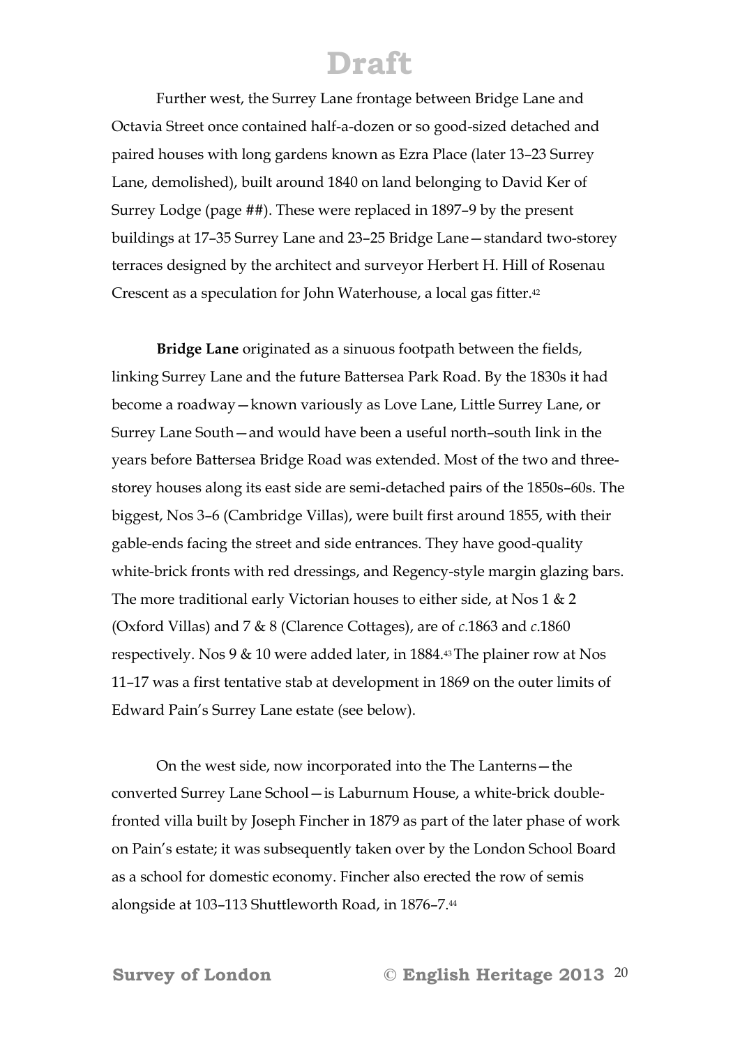Further west, the Surrey Lane frontage between Bridge Lane and Octavia Street once contained half-a-dozen or so good-sized detached and paired houses with long gardens known as Ezra Place (later 13–23 Surrey Lane, demolished), built around 1840 on land belonging to David Ker of Surrey Lodge (page ##). These were replaced in 1897–9 by the present buildings at 17–35 Surrey Lane and 23–25 Bridge Lane—standard two-storey terraces designed by the architect and surveyor Herbert H. Hill of Rosenau Crescent as a speculation for John Waterhouse, a local gas fitter.[42]

**Bridge Lane** originated as a sinuous footpath between the fields, linking Surrey Lane and the future Battersea Park Road. By the 1830s it had become a roadway—known variously as Love Lane, Little Surrey Lane, or Surrey Lane South—and would have been a useful north–south link in the years before Battersea Bridge Road was extended. Most of the two and three-storey houses along its east side are semi-detached pairs of the 1850s–60s. The biggest, Nos 3–6 (Cambridge Villas), were built first around 1855, with their gable-ends facing the street and side entrances. They have good-quality white-brick fronts with red dressings, and Regency-style margin glazing bars. The more traditional early Victorian houses to either side, at Nos 1 & 2 (Oxford Villas) and 7 & 8 (Clarence Cottages), are of *c*.1863 and *c*.1860 respectively. Nos 9 & 10 were added later, in 1884.[43] The plainer row at Nos 11–17 was a first tentative stab at development in 1869 on the outer limits of Edward Pain's Surrey Lane estate (see below).

On the west side, now incorporated into the The Lanterns—the converted Surrey Lane School—is Laburnum House, a white-brick double-fronted villa built by Joseph Fincher in 1879 as part of the later phase of work on Pain's estate; it was subsequently taken over by the London School Board as a school for domestic economy. Fincher also erected the row of semis alongside at 103–113 Shuttleworth Road, in 1876–7.[44]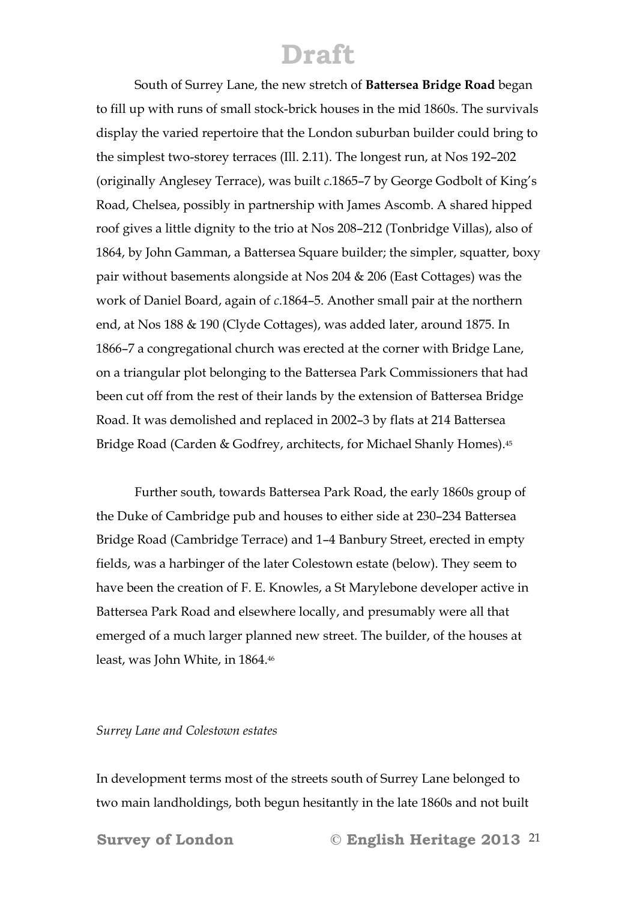South of Surrey Lane, the new stretch of **Battersea Bridge Road** began to fill up with runs of small stock-brick houses in the mid 1860s. The survivals display the varied repertoire that the London suburban builder could bring to the simplest two-storey terraces (Ill. 2.11). The longest run, at Nos 192–202 (originally Anglesey Terrace), was built *c*.1865–7 by George Godbolt of King's Road, Chelsea, possibly in partnership with James Ascomb. A shared hipped roof gives a little dignity to the trio at Nos 208–212 (Tonbridge Villas), also of 1864, by John Gamman, a Battersea Square builder; the simpler, squatter, boxy pair without basements alongside at Nos 204 & 206 (East Cottages) was the work of Daniel Board, again of *c*.1864–5. Another small pair at the northern end, at Nos 188 & 190 (Clyde Cottages), was added later, around 1875. In 1866–7 a congregational church was erected at the corner with Bridge Lane, on a triangular plot belonging to the Battersea Park Commissioners that had been cut off from the rest of their lands by the extension of Battersea Bridge Road. It was demolished and replaced in 2002–3 by flats at 214 Battersea Bridge Road (Carden & Godfrey, architects, for Michael Shanly Homes).[45]

Further south, towards Battersea Park Road, the early 1860s group of the Duke of Cambridge pub and houses to either side at 230–234 Battersea Bridge Road (Cambridge Terrace) and 1–4 Banbury Street, erected in empty fields, was a harbinger of the later Colestown estate (below). They seem to have been the creation of F. E. Knowles, a St Marylebone developer active in Battersea Park Road and elsewhere locally, and presumably were all that emerged of a much larger planned new street. The builder, of the houses at least, was John White, in 1864.[46]

*Surrey Lane and Colestown estates*

In development terms most of the streets south of Surrey Lane belonged to two main landholdings, both begun hesitantly in the late 1860s and not built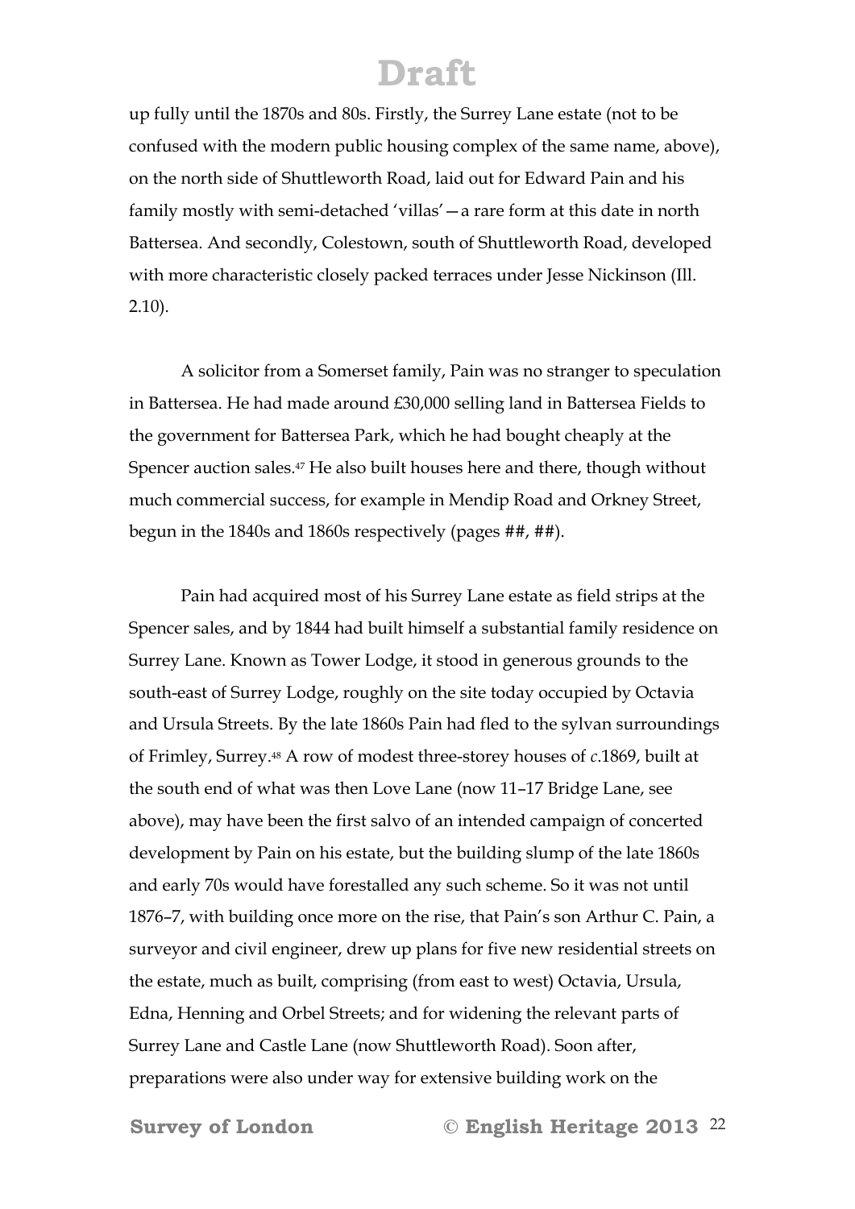up fully until the 1870s and 80s. Firstly, the Surrey Lane estate (not to be confused with the modern public housing complex of the same name, above), on the north side of Shuttleworth Road, laid out for Edward Pain and his family mostly with semi-detached 'villas'—a rare form at this date in north Battersea. And secondly, Colestown, south of Shuttleworth Road, developed with more characteristic closely packed terraces under Jesse Nickinson (Ill. 2.10).

A solicitor from a Somerset family, Pain was no stranger to speculation in Battersea. He had made around £30,000 selling land in Battersea Fields to the government for Battersea Park, which he had bought cheaply at the Spencer auction sales.[47] He also built houses here and there, though without much commercial success, for example in Mendip Road and Orkney Street, begun in the 1840s and 1860s respectively (pages ##, ##).

Pain had acquired most of his Surrey Lane estate as field strips at the Spencer sales, and by 1844 had built himself a substantial family residence on Surrey Lane. Known as Tower Lodge, it stood in generous grounds to the south-east of Surrey Lodge, roughly on the site today occupied by Octavia and Ursula Streets. By the late 1860s Pain had fled to the sylvan surroundings of Frimley, Surrey.[48] A row of modest three-storey houses of *c*.1869, built at the south end of what was then Love Lane (now 11–17 Bridge Lane, see above), may have been the first salvo of an intended campaign of concerted development by Pain on his estate, but the building slump of the late 1860s and early 70s would have forestalled any such scheme. So it was not until 1876–7, with building once more on the rise, that Pain's son Arthur C. Pain, a surveyor and civil engineer, drew up plans for five new residential streets on the estate, much as built, comprising (from east to west) Octavia, Ursula, Edna, Henning and Orbel Streets; and for widening the relevant parts of Surrey Lane and Castle Lane (now Shuttleworth Road). Soon after, preparations were also under way for extensive building work on the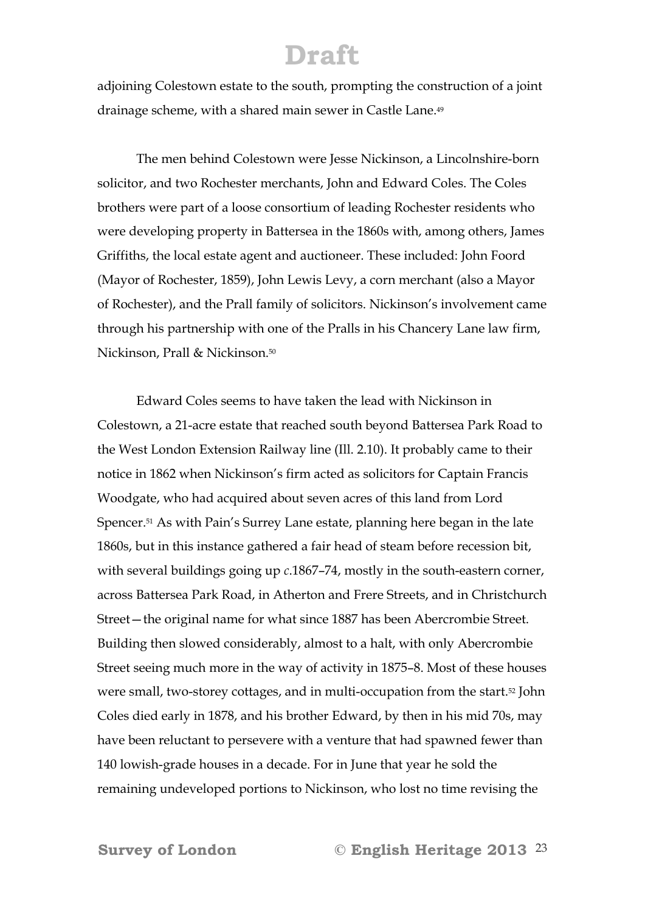adjoining Colestown estate to the south, prompting the construction of a joint drainage scheme, with a shared main sewer in Castle Lane.[49]

The men behind Colestown were Jesse Nickinson, a Lincolnshire-born solicitor, and two Rochester merchants, John and Edward Coles. The Coles brothers were part of a loose consortium of leading Rochester residents who were developing property in Battersea in the 1860s with, among others, James Griffiths, the local estate agent and auctioneer. These included: John Foord (Mayor of Rochester, 1859), John Lewis Levy, a corn merchant (also a Mayor of Rochester), and the Prall family of solicitors. Nickinson's involvement came through his partnership with one of the Pralls in his Chancery Lane law firm, Nickinson, Prall & Nickinson.[50]

Edward Coles seems to have taken the lead with Nickinson in Colestown, a 21-acre estate that reached south beyond Battersea Park Road to the West London Extension Railway line (Ill. 2.10). It probably came to their notice in 1862 when Nickinson's firm acted as solicitors for Captain Francis Woodgate, who had acquired about seven acres of this land from Lord Spencer.[51] As with Pain's Surrey Lane estate, planning here began in the late 1860s, but in this instance gathered a fair head of steam before recession bit, with several buildings going up *c.*1867–74, mostly in the south-eastern corner, across Battersea Park Road, in Atherton and Frere Streets, and in Christchurch Street—the original name for what since 1887 has been Abercrombie Street. Building then slowed considerably, almost to a halt, with only Abercrombie Street seeing much more in the way of activity in 1875–8. Most of these houses were small, two-storey cottages, and in multi-occupation from the start.[52] John Coles died early in 1878, and his brother Edward, by then in his mid 70s, may have been reluctant to persevere with a venture that had spawned fewer than 140 lowish-grade houses in a decade. For in June that year he sold the remaining undeveloped portions to Nickinson, who lost no time revising the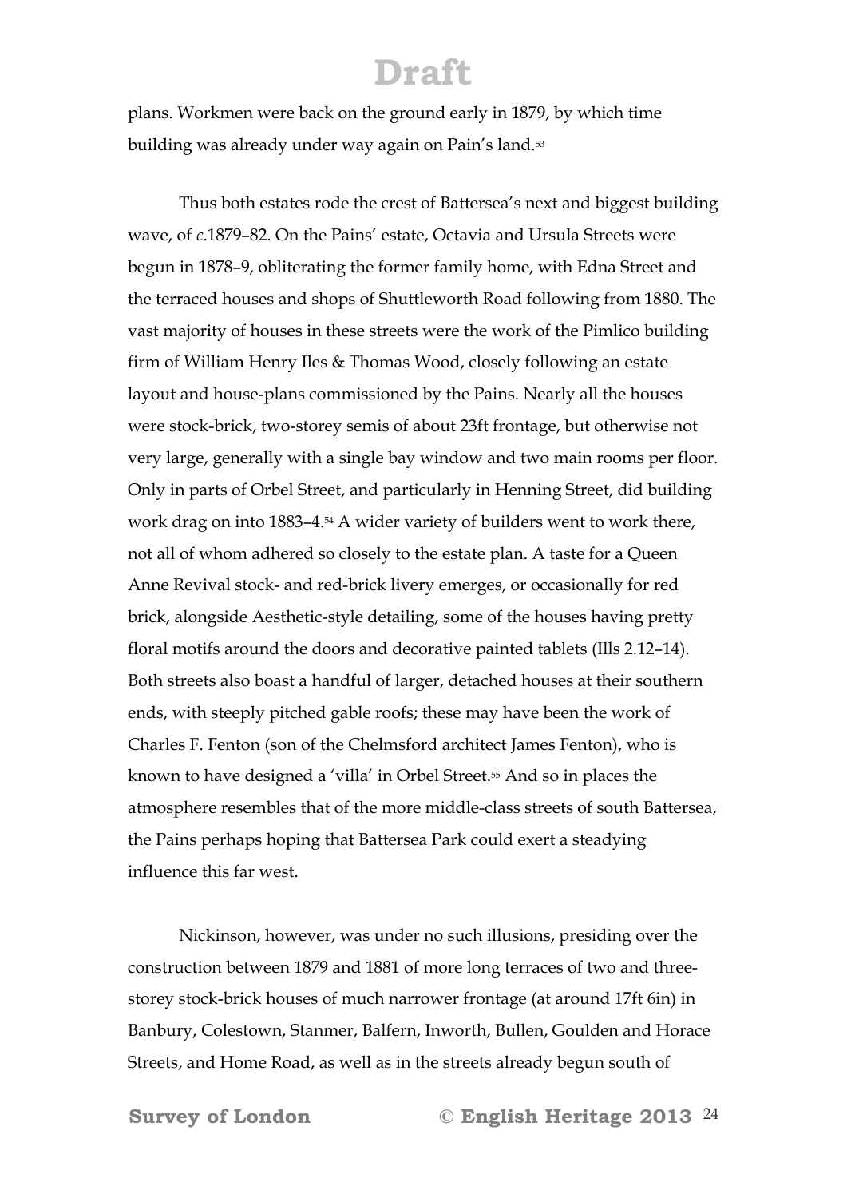plans. Workmen were back on the ground early in 1879, by which time building was already under way again on Pain's land.[53]

Thus both estates rode the crest of Battersea's next and biggest building wave, of *c*.1879–82. On the Pains' estate, Octavia and Ursula Streets were begun in 1878–9, obliterating the former family home, with Edna Street and the terraced houses and shops of Shuttleworth Road following from 1880. The vast majority of houses in these streets were the work of the Pimlico building firm of William Henry Iles & Thomas Wood, closely following an estate layout and house-plans commissioned by the Pains. Nearly all the houses were stock-brick, two-storey semis of about 23ft frontage, but otherwise not very large, generally with a single bay window and two main rooms per floor. Only in parts of Orbel Street, and particularly in Henning Street, did building work drag on into 1883–4.[54] A wider variety of builders went to work there, not all of whom adhered so closely to the estate plan. A taste for a Queen Anne Revival stock- and red-brick livery emerges, or occasionally for red brick, alongside Aesthetic-style detailing, some of the houses having pretty floral motifs around the doors and decorative painted tablets (Ills 2.12–14). Both streets also boast a handful of larger, detached houses at their southern ends, with steeply pitched gable roofs; these may have been the work of Charles F. Fenton (son of the Chelmsford architect James Fenton), who is known to have designed a 'villa' in Orbel Street.[55] And so in places the atmosphere resembles that of the more middle-class streets of south Battersea, the Pains perhaps hoping that Battersea Park could exert a steadying influence this far west.

Nickinson, however, was under no such illusions, presiding over the construction between 1879 and 1881 of more long terraces of two and three-storey stock-brick houses of much narrower frontage (at around 17ft 6in) in Banbury, Colestown, Stanmer, Balfern, Inworth, Bullen, Goulden and Horace Streets, and Home Road, as well as in the streets already begun south of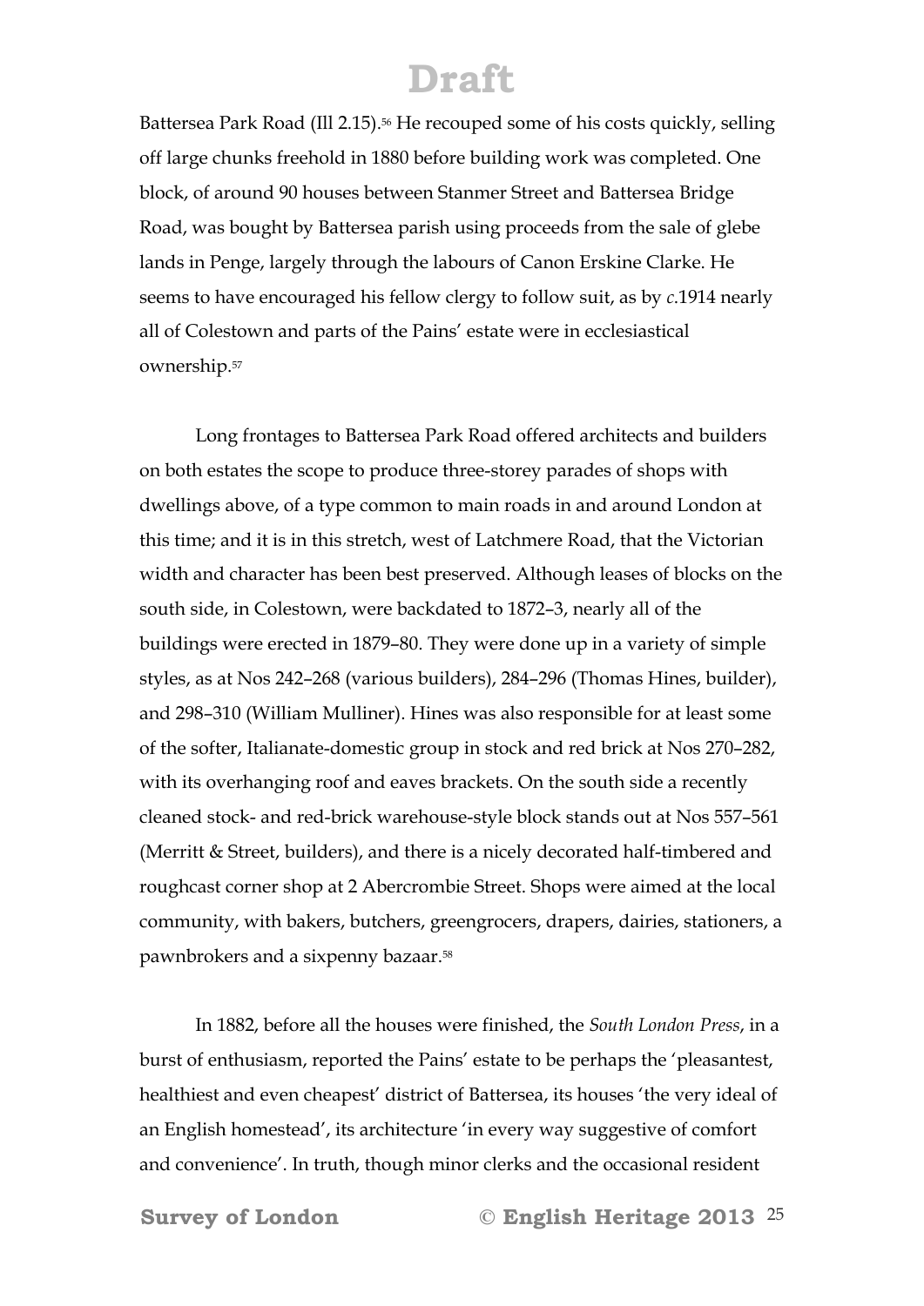Battersea Park Road (Ill 2.15).[56] He recouped some of his costs quickly, selling off large chunks freehold in 1880 before building work was completed. One block, of around 90 houses between Stanmer Street and Battersea Bridge Road, was bought by Battersea parish using proceeds from the sale of glebe lands in Penge, largely through the labours of Canon Erskine Clarke. He seems to have encouraged his fellow clergy to follow suit, as by *c*.1914 nearly all of Colestown and parts of the Pains' estate were in ecclesiastical ownership.[57]

Long frontages to Battersea Park Road offered architects and builders on both estates the scope to produce three-storey parades of shops with dwellings above, of a type common to main roads in and around London at this time; and it is in this stretch, west of Latchmere Road, that the Victorian width and character has been best preserved. Although leases of blocks on the south side, in Colestown, were backdated to 1872–3, nearly all of the buildings were erected in 1879–80. They were done up in a variety of simple styles, as at Nos 242–268 (various builders), 284–296 (Thomas Hines, builder), and 298–310 (William Mulliner). Hines was also responsible for at least some of the softer, Italianate-domestic group in stock and red brick at Nos 270–282, with its overhanging roof and eaves brackets. On the south side a recently cleaned stock- and red-brick warehouse-style block stands out at Nos 557–561 (Merritt & Street, builders), and there is a nicely decorated half-timbered and roughcast corner shop at 2 Abercrombie Street. Shops were aimed at the local community, with bakers, butchers, greengrocers, drapers, dairies, stationers, a pawnbrokers and a sixpenny bazaar.[58]

In 1882, before all the houses were finished, the *South London Press*, in a burst of enthusiasm, reported the Pains' estate to be perhaps the 'pleasantest, healthiest and even cheapest' district of Battersea, its houses 'the very ideal of an English homestead', its architecture 'in every way suggestive of comfort and convenience'. In truth, though minor clerks and the occasional resident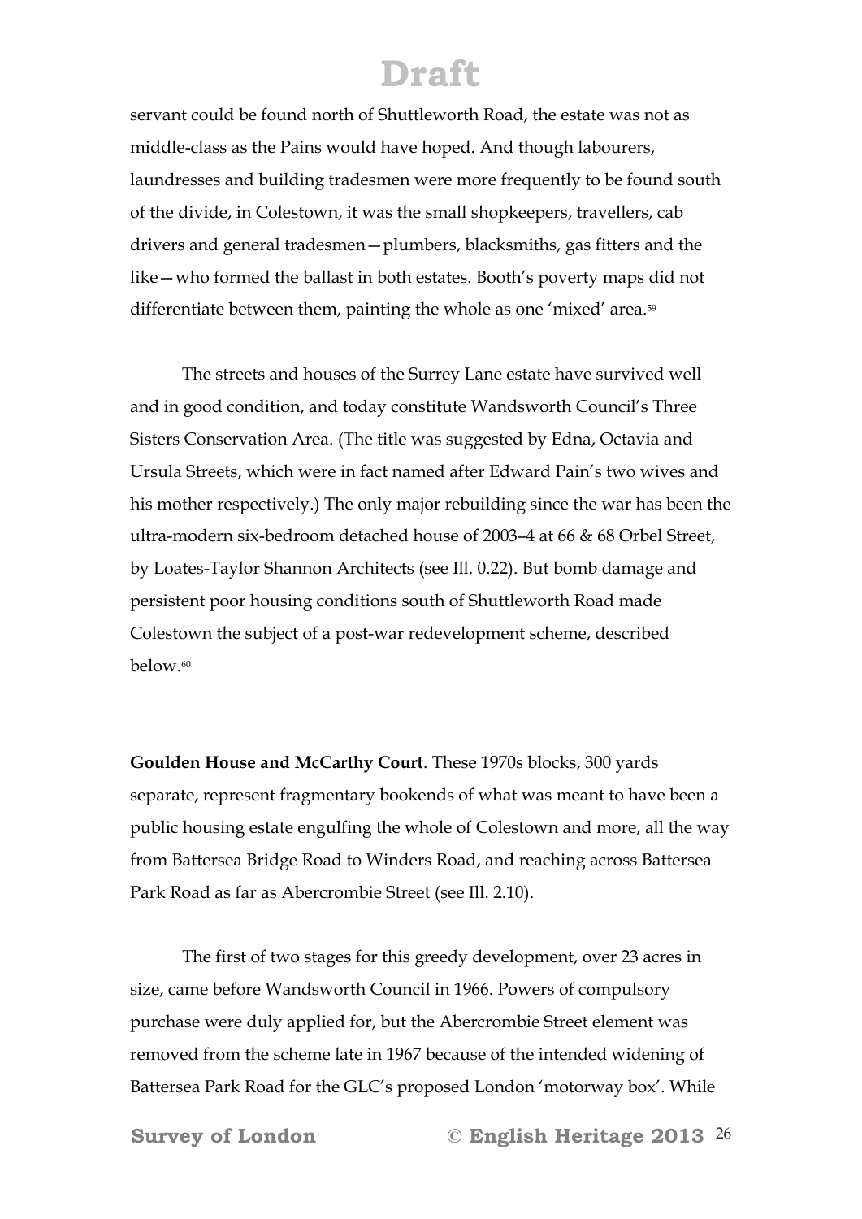servant could be found north of Shuttleworth Road, the estate was not as middle-class as the Pains would have hoped. And though labourers, laundresses and building tradesmen were more frequently to be found south of the divide, in Colestown, it was the small shopkeepers, travellers, cab drivers and general tradesmen—plumbers, blacksmiths, gas fitters and the like—who formed the ballast in both estates. Booth's poverty maps did not differentiate between them, painting the whole as one 'mixed' area.[59]

The streets and houses of the Surrey Lane estate have survived well and in good condition, and today constitute Wandsworth Council's Three Sisters Conservation Area. (The title was suggested by Edna, Octavia and Ursula Streets, which were in fact named after Edward Pain's two wives and his mother respectively.) The only major rebuilding since the war has been the ultra-modern six-bedroom detached house of 2003–4 at 66 & 68 Orbel Street, by Loates-Taylor Shannon Architects (see Ill. 0.22). But bomb damage and persistent poor housing conditions south of Shuttleworth Road made Colestown the subject of a post-war redevelopment scheme, described below.[60]

**Goulden House and McCarthy Court**. These 1970s blocks, 300 yards separate, represent fragmentary bookends of what was meant to have been a public housing estate engulfing the whole of Colestown and more, all the way from Battersea Bridge Road to Winders Road, and reaching across Battersea Park Road as far as Abercrombie Street (see Ill. 2.10).

The first of two stages for this greedy development, over 23 acres in size, came before Wandsworth Council in 1966. Powers of compulsory purchase were duly applied for, but the Abercrombie Street element was removed from the scheme late in 1967 because of the intended widening of Battersea Park Road for the GLC's proposed London 'motorway box'. While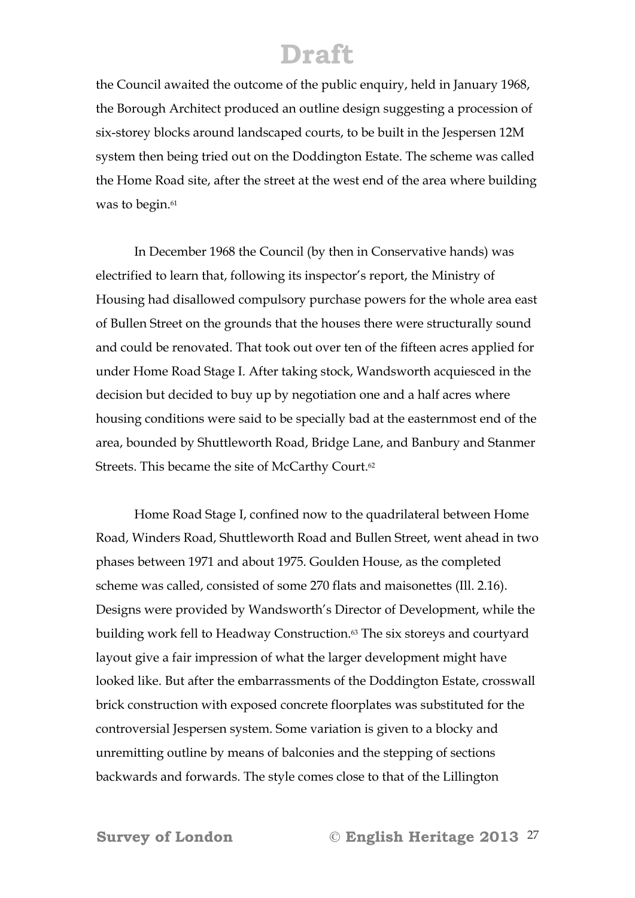the Council awaited the outcome of the public enquiry, held in January 1968, the Borough Architect produced an outline design suggesting a procession of six-storey blocks around landscaped courts, to be built in the Jespersen 12M system then being tried out on the Doddington Estate. The scheme was called the Home Road site, after the street at the west end of the area where building was to begin.[61]

In December 1968 the Council (by then in Conservative hands) was electrified to learn that, following its inspector's report, the Ministry of Housing had disallowed compulsory purchase powers for the whole area east of Bullen Street on the grounds that the houses there were structurally sound and could be renovated. That took out over ten of the fifteen acres applied for under Home Road Stage I. After taking stock, Wandsworth acquiesced in the decision but decided to buy up by negotiation one and a half acres where housing conditions were said to be specially bad at the easternmost end of the area, bounded by Shuttleworth Road, Bridge Lane, and Banbury and Stanmer Streets. This became the site of McCarthy Court.[62]

Home Road Stage I, confined now to the quadrilateral between Home Road, Winders Road, Shuttleworth Road and Bullen Street, went ahead in two phases between 1971 and about 1975. Goulden House, as the completed scheme was called, consisted of some 270 flats and maisonettes (Ill. 2.16). Designs were provided by Wandsworth's Director of Development, while the building work fell to Headway Construction.[63] The six storeys and courtyard layout give a fair impression of what the larger development might have looked like. But after the embarrassments of the Doddington Estate, crosswall brick construction with exposed concrete floorplates was substituted for the controversial Jespersen system. Some variation is given to a blocky and unremitting outline by means of balconies and the stepping of sections backwards and forwards. The style comes close to that of the Lillington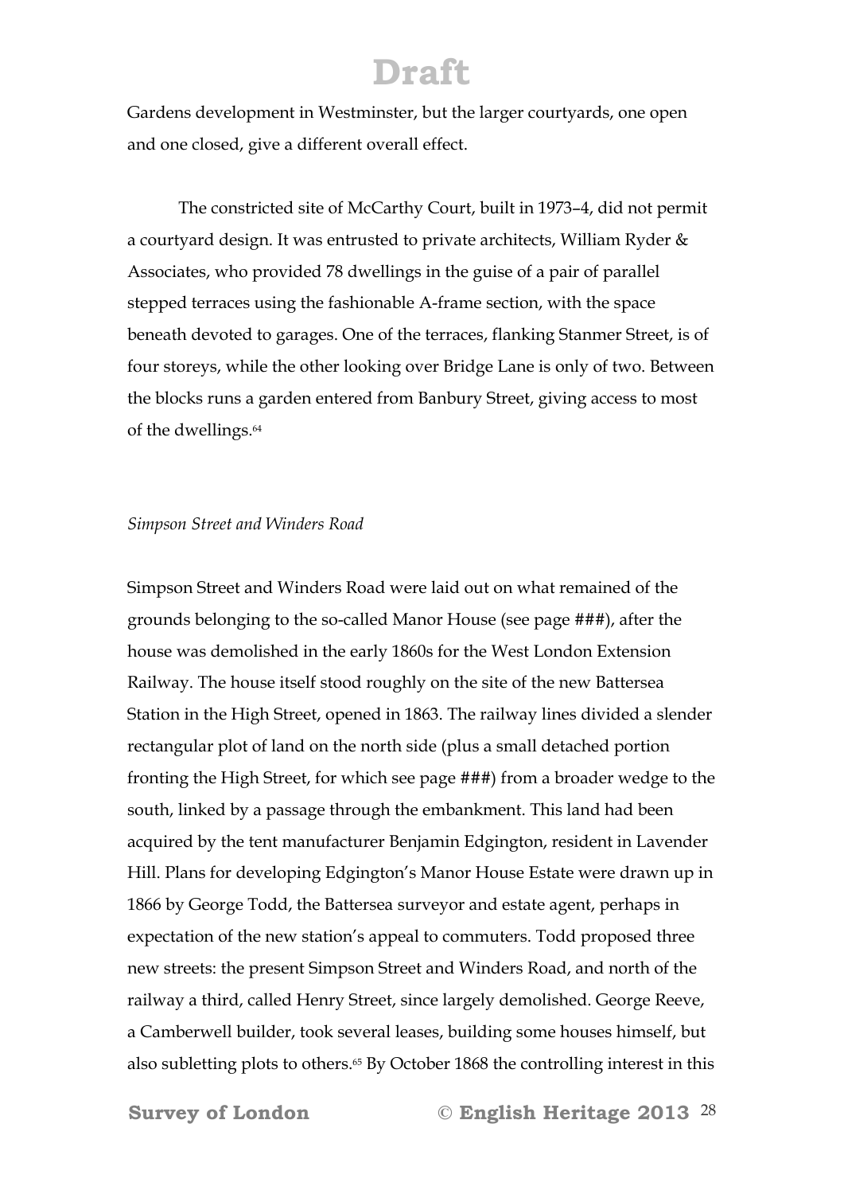Gardens development in Westminster, but the larger courtyards, one open and one closed, give a different overall effect.

The constricted site of McCarthy Court, built in 1973–4, did not permit a courtyard design. It was entrusted to private architects, William Ryder & Associates, who provided 78 dwellings in the guise of a pair of parallel stepped terraces using the fashionable A-frame section, with the space beneath devoted to garages. One of the terraces, flanking Stanmer Street, is of four storeys, while the other looking over Bridge Lane is only of two. Between the blocks runs a garden entered from Banbury Street, giving access to most of the dwellings.[64]

*Simpson Street and Winders Road*

Simpson Street and Winders Road were laid out on what remained of the grounds belonging to the so-called Manor House (see page ###), after the house was demolished in the early 1860s for the West London Extension Railway. The house itself stood roughly on the site of the new Battersea Station in the High Street, opened in 1863. The railway lines divided a slender rectangular plot of land on the north side (plus a small detached portion fronting the High Street, for which see page ###) from a broader wedge to the south, linked by a passage through the embankment. This land had been acquired by the tent manufacturer Benjamin Edgington, resident in Lavender Hill. Plans for developing Edgington's Manor House Estate were drawn up in 1866 by George Todd, the Battersea surveyor and estate agent, perhaps in expectation of the new station's appeal to commuters. Todd proposed three new streets: the present Simpson Street and Winders Road, and north of the railway a third, called Henry Street, since largely demolished. George Reeve, a Camberwell builder, took several leases, building some houses himself, but also subletting plots to others.[65] By October 1868 the controlling interest in this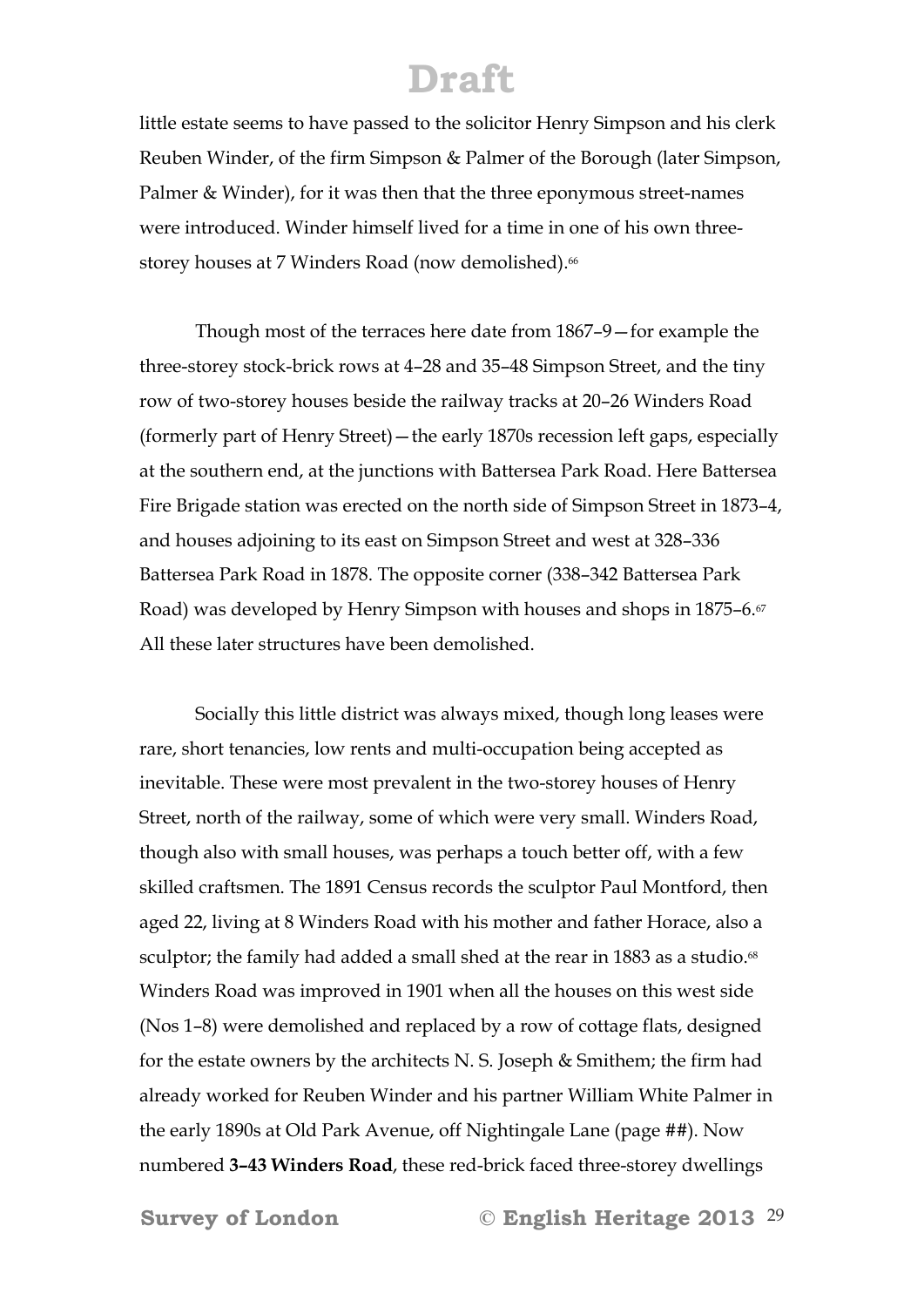little estate seems to have passed to the solicitor Henry Simpson and his clerk Reuben Winder, of the firm Simpson & Palmer of the Borough (later Simpson, Palmer & Winder), for it was then that the three eponymous street-names were introduced. Winder himself lived for a time in one of his own three-storey houses at 7 Winders Road (now demolished).[66]

Though most of the terraces here date from 1867–9—for example the three-storey stock-brick rows at 4–28 and 35–48 Simpson Street, and the tiny row of two-storey houses beside the railway tracks at 20–26 Winders Road (formerly part of Henry Street)—the early 1870s recession left gaps, especially at the southern end, at the junctions with Battersea Park Road. Here Battersea Fire Brigade station was erected on the north side of Simpson Street in 1873–4, and houses adjoining to its east on Simpson Street and west at 328–336 Battersea Park Road in 1878. The opposite corner (338–342 Battersea Park Road) was developed by Henry Simpson with houses and shops in 1875–6.[67] All these later structures have been demolished.

Socially this little district was always mixed, though long leases were rare, short tenancies, low rents and multi-occupation being accepted as inevitable. These were most prevalent in the two-storey houses of Henry Street, north of the railway, some of which were very small. Winders Road, though also with small houses, was perhaps a touch better off, with a few skilled craftsmen. The 1891 Census records the sculptor Paul Montford, then aged 22, living at 8 Winders Road with his mother and father Horace, also a sculptor; the family had added a small shed at the rear in 1883 as a studio.[68] Winders Road was improved in 1901 when all the houses on this west side (Nos 1–8) were demolished and replaced by a row of cottage flats, designed for the estate owners by the architects N. S. Joseph & Smithem; the firm had already worked for Reuben Winder and his partner William White Palmer in the early 1890s at Old Park Avenue, off Nightingale Lane (page ##). Now numbered **3–43 Winders Road**, these red-brick faced three-storey dwellings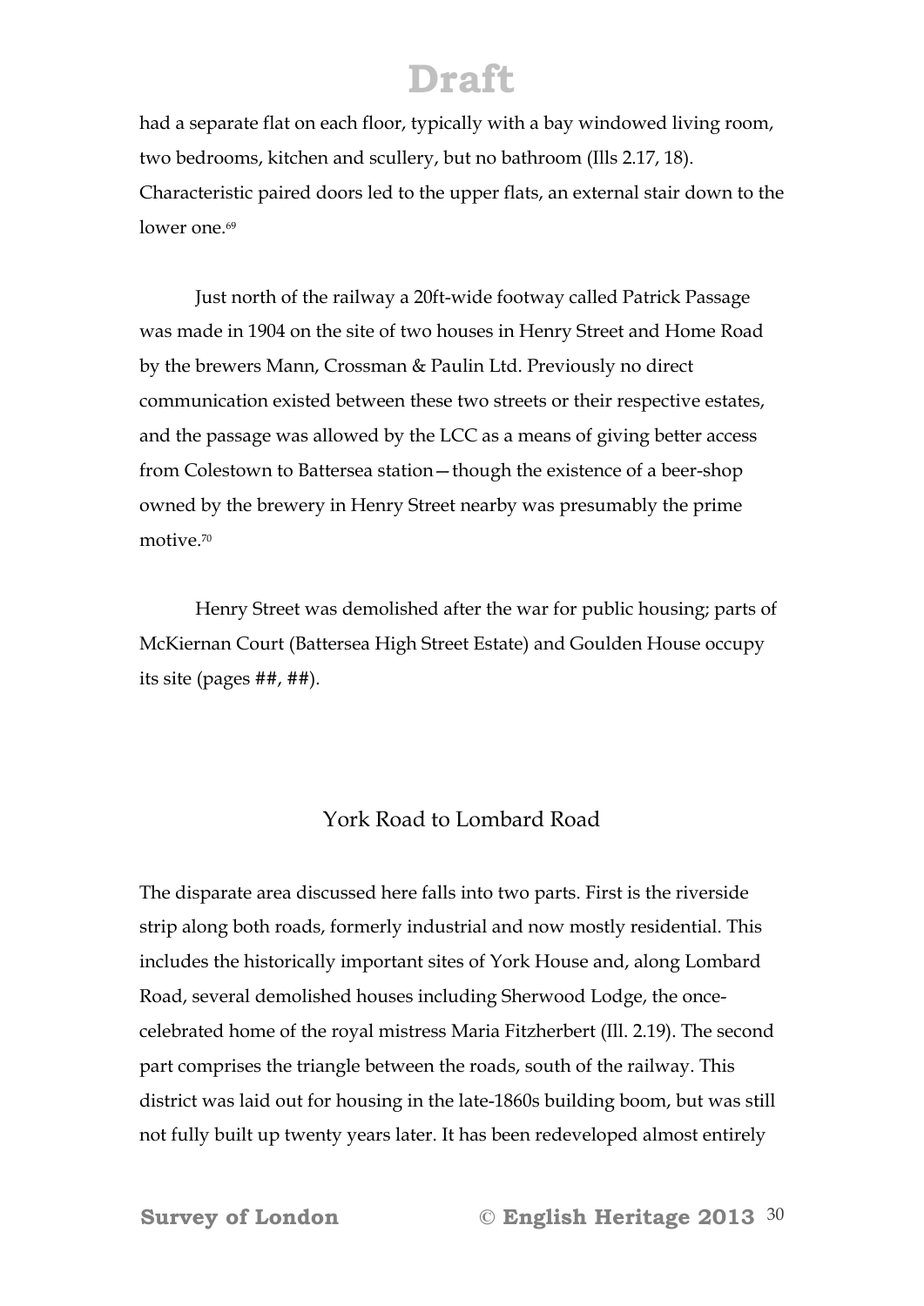had a separate flat on each floor, typically with a bay windowed living room, two bedrooms, kitchen and scullery, but no bathroom (Ills 2.17, 18). Characteristic paired doors led to the upper flats, an external stair down to the lower one.[69]

Just north of the railway a 20ft-wide footway called Patrick Passage was made in 1904 on the site of two houses in Henry Street and Home Road by the brewers Mann, Crossman & Paulin Ltd. Previously no direct communication existed between these two streets or their respective estates, and the passage was allowed by the LCC as a means of giving better access from Colestown to Battersea station—though the existence of a beer-shop owned by the brewery in Henry Street nearby was presumably the prime motive.[70]

Henry Street was demolished after the war for public housing; parts of McKiernan Court (Battersea High Street Estate) and Goulden House occupy its site (pages ##, ##).

## York Road to Lombard Road

The disparate area discussed here falls into two parts. First is the riverside strip along both roads, formerly industrial and now mostly residential. This includes the historically important sites of York House and, along Lombard Road, several demolished houses including Sherwood Lodge, the once-celebrated home of the royal mistress Maria Fitzherbert (Ill. 2.19). The second part comprises the triangle between the roads, south of the railway. This district was laid out for housing in the late-1860s building boom, but was still not fully built up twenty years later. It has been redeveloped almost entirely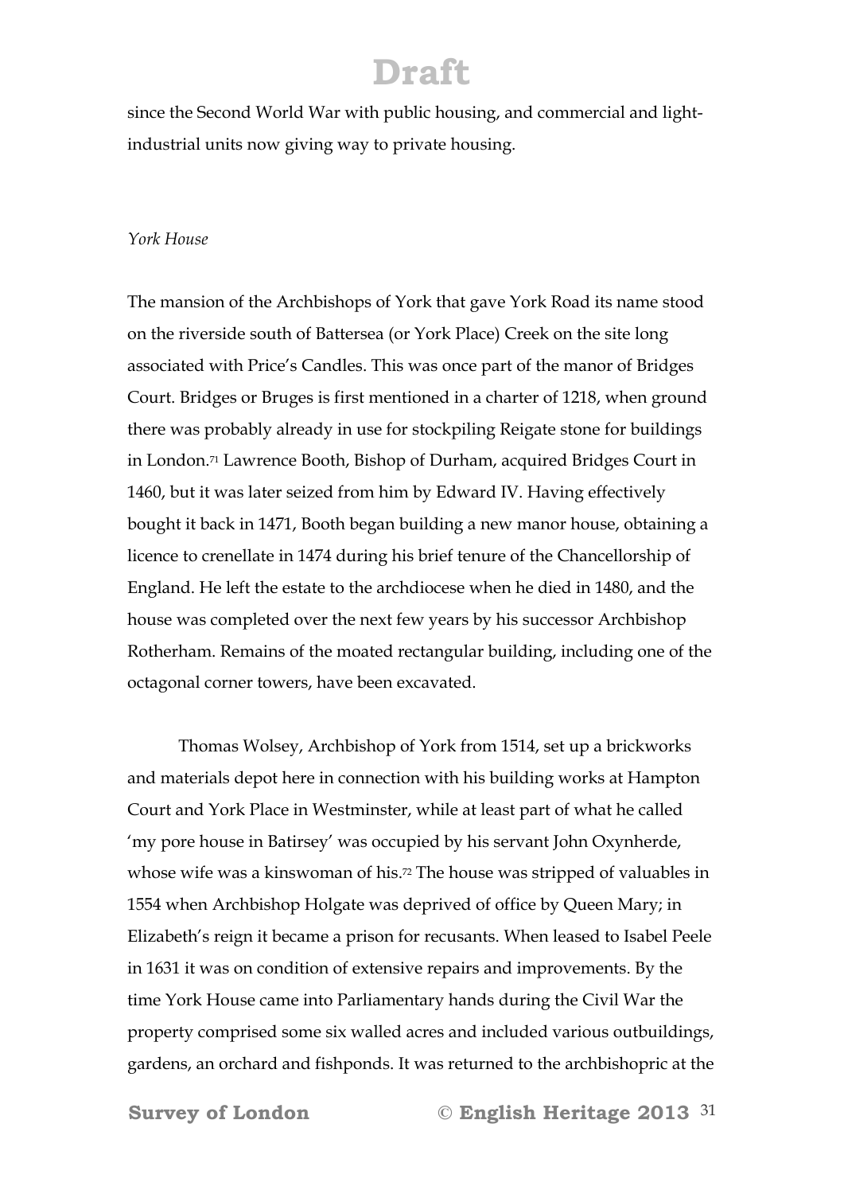since the Second World War with public housing, and commercial and light-industrial units now giving way to private housing.

*York House*

The mansion of the Archbishops of York that gave York Road its name stood on the riverside south of Battersea (or York Place) Creek on the site long associated with Price's Candles. This was once part of the manor of Bridges Court. Bridges or Bruges is first mentioned in a charter of 1218, when ground there was probably already in use for stockpiling Reigate stone for buildings in London.[71] Lawrence Booth, Bishop of Durham, acquired Bridges Court in 1460, but it was later seized from him by Edward IV. Having effectively bought it back in 1471, Booth began building a new manor house, obtaining a licence to crenellate in 1474 during his brief tenure of the Chancellorship of England. He left the estate to the archdiocese when he died in 1480, and the house was completed over the next few years by his successor Archbishop Rotherham. Remains of the moated rectangular building, including one of the octagonal corner towers, have been excavated.

Thomas Wolsey, Archbishop of York from 1514, set up a brickworks and materials depot here in connection with his building works at Hampton Court and York Place in Westminster, while at least part of what he called 'my pore house in Batirsey' was occupied by his servant John Oxynherde, whose wife was a kinswoman of his.[72] The house was stripped of valuables in 1554 when Archbishop Holgate was deprived of office by Queen Mary; in Elizabeth's reign it became a prison for recusants. When leased to Isabel Peele in 1631 it was on condition of extensive repairs and improvements. By the time York House came into Parliamentary hands during the Civil War the property comprised some six walled acres and included various outbuildings, gardens, an orchard and fishponds. It was returned to the archbishopric at the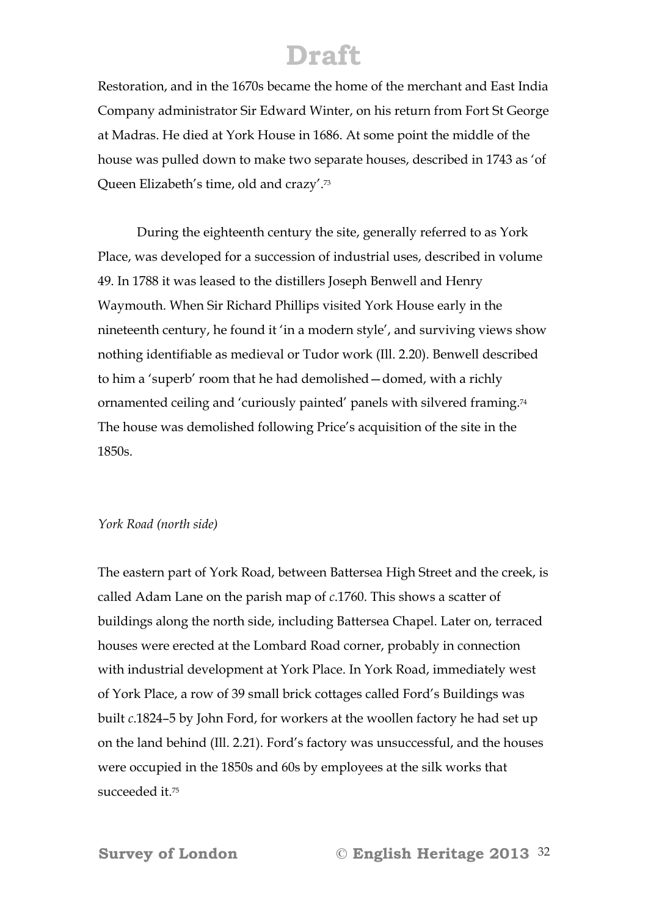Restoration, and in the 1670s became the home of the merchant and East India Company administrator Sir Edward Winter, on his return from Fort St George at Madras. He died at York House in 1686. At some point the middle of the house was pulled down to make two separate houses, described in 1743 as 'of Queen Elizabeth's time, old and crazy'.[73]

During the eighteenth century the site, generally referred to as York Place, was developed for a succession of industrial uses, described in volume 49. In 1788 it was leased to the distillers Joseph Benwell and Henry Waymouth. When Sir Richard Phillips visited York House early in the nineteenth century, he found it 'in a modern style', and surviving views show nothing identifiable as medieval or Tudor work (Ill. 2.20). Benwell described to him a 'superb' room that he had demolished—domed, with a richly ornamented ceiling and 'curiously painted' panels with silvered framing.[74] The house was demolished following Price's acquisition of the site in the 1850s.

*York Road (north side)*

The eastern part of York Road, between Battersea High Street and the creek, is called Adam Lane on the parish map of *c*.1760. This shows a scatter of buildings along the north side, including Battersea Chapel. Later on, terraced houses were erected at the Lombard Road corner, probably in connection with industrial development at York Place. In York Road, immediately west of York Place, a row of 39 small brick cottages called Ford's Buildings was built *c*.1824–5 by John Ford, for workers at the woollen factory he had set up on the land behind (Ill. 2.21). Ford's factory was unsuccessful, and the houses were occupied in the 1850s and 60s by employees at the silk works that succeeded it.[75]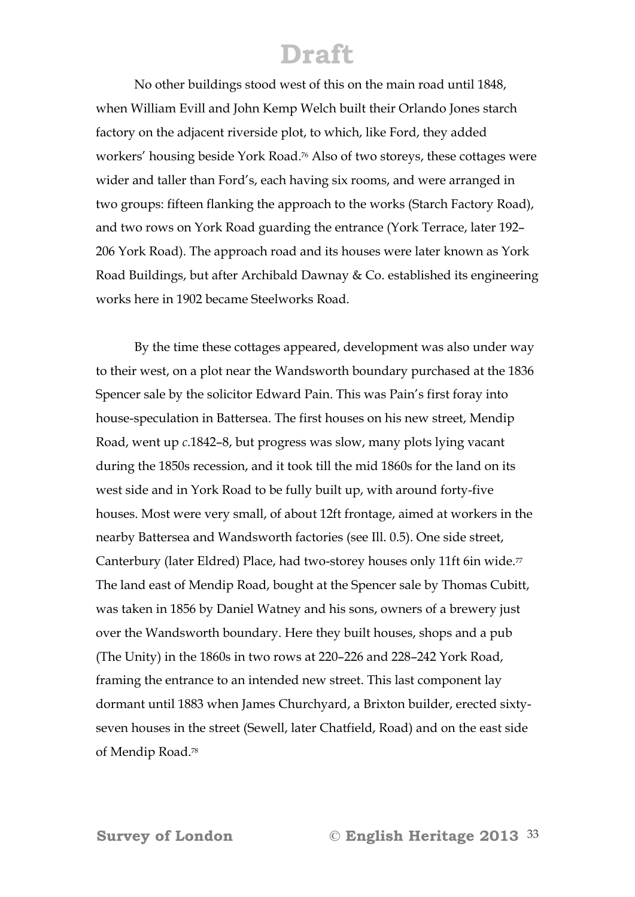No other buildings stood west of this on the main road until 1848, when William Evill and John Kemp Welch built their Orlando Jones starch factory on the adjacent riverside plot, to which, like Ford, they added workers' housing beside York Road.[76] Also of two storeys, these cottages were wider and taller than Ford's, each having six rooms, and were arranged in two groups: fifteen flanking the approach to the works (Starch Factory Road), and two rows on York Road guarding the entrance (York Terrace, later 192–206 York Road). The approach road and its houses were later known as York Road Buildings, but after Archibald Dawnay & Co. established its engineering works here in 1902 became Steelworks Road.

By the time these cottages appeared, development was also under way to their west, on a plot near the Wandsworth boundary purchased at the 1836 Spencer sale by the solicitor Edward Pain. This was Pain's first foray into house-speculation in Battersea. The first houses on his new street, Mendip Road, went up *c*.1842–8, but progress was slow, many plots lying vacant during the 1850s recession, and it took till the mid 1860s for the land on its west side and in York Road to be fully built up, with around forty-five houses. Most were very small, of about 12ft frontage, aimed at workers in the nearby Battersea and Wandsworth factories (see Ill. 0.5). One side street, Canterbury (later Eldred) Place, had two-storey houses only 11ft 6in wide.[77] The land east of Mendip Road, bought at the Spencer sale by Thomas Cubitt, was taken in 1856 by Daniel Watney and his sons, owners of a brewery just over the Wandsworth boundary. Here they built houses, shops and a pub (The Unity) in the 1860s in two rows at 220–226 and 228–242 York Road, framing the entrance to an intended new street. This last component lay dormant until 1883 when James Churchyard, a Brixton builder, erected sixty-seven houses in the street (Sewell, later Chatfield, Road) and on the east side of Mendip Road.[78]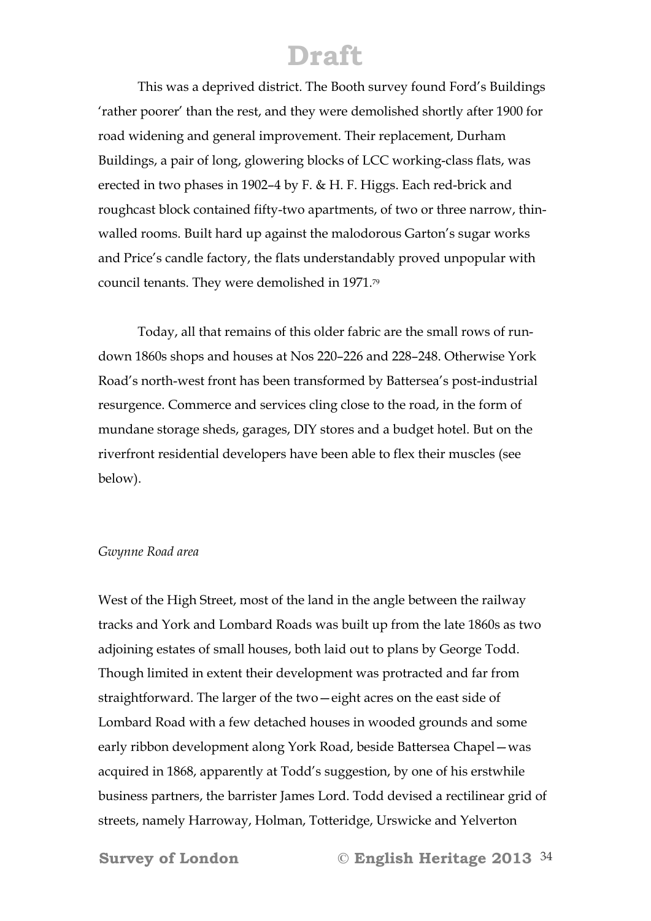This was a deprived district. The Booth survey found Ford's Buildings 'rather poorer' than the rest, and they were demolished shortly after 1900 for road widening and general improvement. Their replacement, Durham Buildings, a pair of long, glowering blocks of LCC working-class flats, was erected in two phases in 1902–4 by F. & H. F. Higgs. Each red-brick and roughcast block contained fifty-two apartments, of two or three narrow, thin-walled rooms. Built hard up against the malodorous Garton's sugar works and Price's candle factory, the flats understandably proved unpopular with council tenants. They were demolished in 1971.[79]

Today, all that remains of this older fabric are the small rows of run-down 1860s shops and houses at Nos 220–226 and 228–248. Otherwise York Road's north-west front has been transformed by Battersea's post-industrial resurgence. Commerce and services cling close to the road, in the form of mundane storage sheds, garages, DIY stores and a budget hotel. But on the riverfront residential developers have been able to flex their muscles (see below).

*Gwynne Road area*

West of the High Street, most of the land in the angle between the railway tracks and York and Lombard Roads was built up from the late 1860s as two adjoining estates of small houses, both laid out to plans by George Todd. Though limited in extent their development was protracted and far from straightforward. The larger of the two—eight acres on the east side of Lombard Road with a few detached houses in wooded grounds and some early ribbon development along York Road, beside Battersea Chapel—was acquired in 1868, apparently at Todd's suggestion, by one of his erstwhile business partners, the barrister James Lord. Todd devised a rectilinear grid of streets, namely Harroway, Holman, Totteridge, Urswicke and Yelverton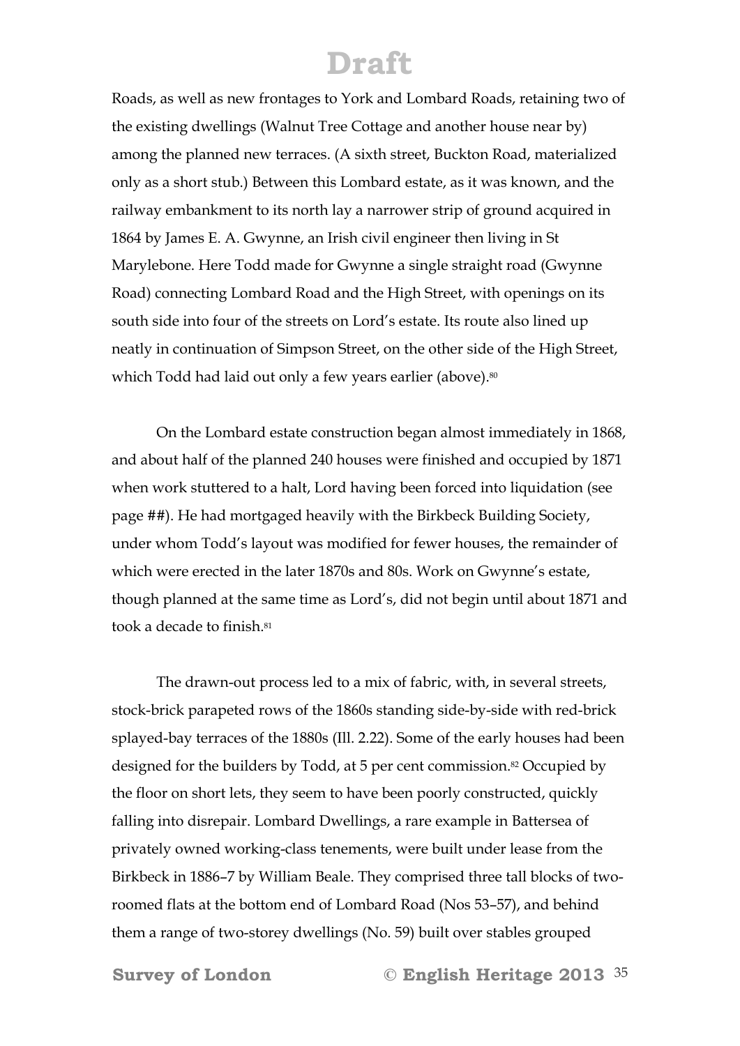Roads, as well as new frontages to York and Lombard Roads, retaining two of the existing dwellings (Walnut Tree Cottage and another house near by) among the planned new terraces. (A sixth street, Buckton Road, materialized only as a short stub.) Between this Lombard estate, as it was known, and the railway embankment to its north lay a narrower strip of ground acquired in 1864 by James E. A. Gwynne, an Irish civil engineer then living in St Marylebone. Here Todd made for Gwynne a single straight road (Gwynne Road) connecting Lombard Road and the High Street, with openings on its south side into four of the streets on Lord's estate. Its route also lined up neatly in continuation of Simpson Street, on the other side of the High Street, which Todd had laid out only a few years earlier (above).[80]

On the Lombard estate construction began almost immediately in 1868, and about half of the planned 240 houses were finished and occupied by 1871 when work stuttered to a halt, Lord having been forced into liquidation (see page ##). He had mortgaged heavily with the Birkbeck Building Society, under whom Todd's layout was modified for fewer houses, the remainder of which were erected in the later 1870s and 80s. Work on Gwynne's estate, though planned at the same time as Lord's, did not begin until about 1871 and took a decade to finish.[81]

The drawn-out process led to a mix of fabric, with, in several streets, stock-brick parapeted rows of the 1860s standing side-by-side with red-brick splayed-bay terraces of the 1880s (Ill. 2.22). Some of the early houses had been designed for the builders by Todd, at 5 per cent commission.[82] Occupied by the floor on short lets, they seem to have been poorly constructed, quickly falling into disrepair. Lombard Dwellings, a rare example in Battersea of privately owned working-class tenements, were built under lease from the Birkbeck in 1886–7 by William Beale. They comprised three tall blocks of two-roomed flats at the bottom end of Lombard Road (Nos 53–57), and behind them a range of two-storey dwellings (No. 59) built over stables grouped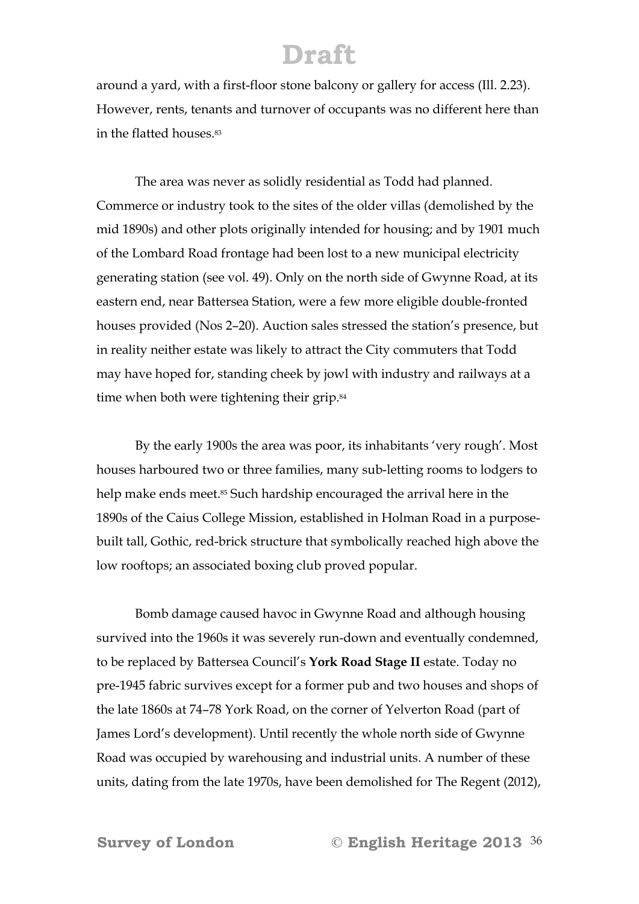around a yard, with a first-floor stone balcony or gallery for access (Ill. 2.23). However, rents, tenants and turnover of occupants was no different here than in the flatted houses.[83]

The area was never as solidly residential as Todd had planned. Commerce or industry took to the sites of the older villas (demolished by the mid 1890s) and other plots originally intended for housing; and by 1901 much of the Lombard Road frontage had been lost to a new municipal electricity generating station (see vol. 49). Only on the north side of Gwynne Road, at its eastern end, near Battersea Station, were a few more eligible double-fronted houses provided (Nos 2–20). Auction sales stressed the station's presence, but in reality neither estate was likely to attract the City commuters that Todd may have hoped for, standing cheek by jowl with industry and railways at a time when both were tightening their grip.[84]

By the early 1900s the area was poor, its inhabitants 'very rough'. Most houses harboured two or three families, many sub-letting rooms to lodgers to help make ends meet.[85] Such hardship encouraged the arrival here in the 1890s of the Caius College Mission, established in Holman Road in a purpose-built tall, Gothic, red-brick structure that symbolically reached high above the low rooftops; an associated boxing club proved popular.

Bomb damage caused havoc in Gwynne Road and although housing survived into the 1960s it was severely run-down and eventually condemned, to be replaced by Battersea Council's **York Road Stage II** estate. Today no pre-1945 fabric survives except for a former pub and two houses and shops of the late 1860s at 74–78 York Road, on the corner of Yelverton Road (part of James Lord's development). Until recently the whole north side of Gwynne Road was occupied by warehousing and industrial units. A number of these units, dating from the late 1970s, have been demolished for The Regent (2012),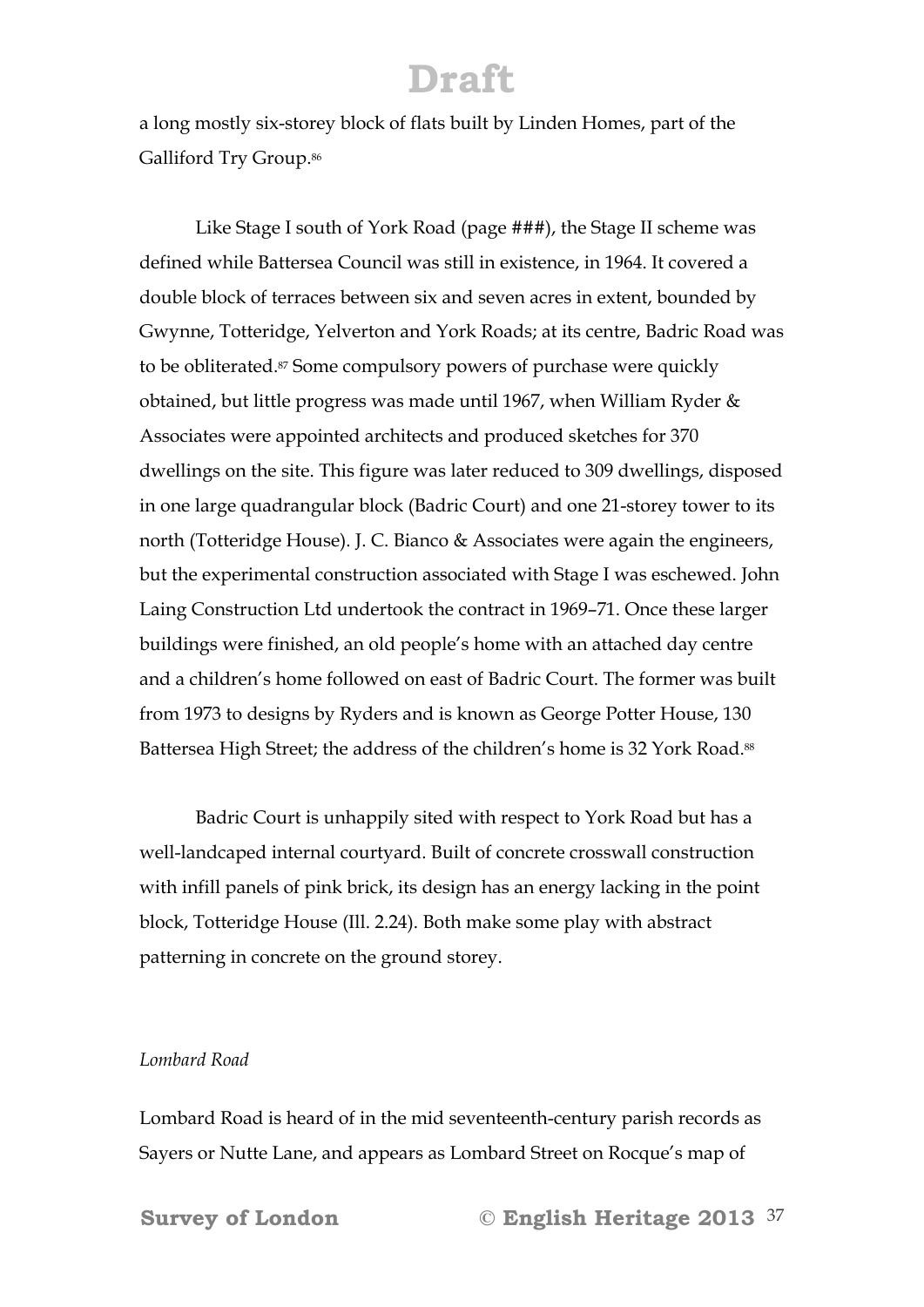a long mostly six-storey block of flats built by Linden Homes, part of the Galliford Try Group.[86]

Like Stage I south of York Road (page ###), the Stage II scheme was defined while Battersea Council was still in existence, in 1964. It covered a double block of terraces between six and seven acres in extent, bounded by Gwynne, Totteridge, Yelverton and York Roads; at its centre, Badric Road was to be obliterated.[87] Some compulsory powers of purchase were quickly obtained, but little progress was made until 1967, when William Ryder & Associates were appointed architects and produced sketches for 370 dwellings on the site. This figure was later reduced to 309 dwellings, disposed in one large quadrangular block (Badric Court) and one 21-storey tower to its north (Totteridge House). J. C. Bianco & Associates were again the engineers, but the experimental construction associated with Stage I was eschewed. John Laing Construction Ltd undertook the contract in 1969–71. Once these larger buildings were finished, an old people's home with an attached day centre and a children's home followed on east of Badric Court. The former was built from 1973 to designs by Ryders and is known as George Potter House, 130 Battersea High Street; the address of the children's home is 32 York Road.[88]

Badric Court is unhappily sited with respect to York Road but has a well-landcaped internal courtyard. Built of concrete crosswall construction with infill panels of pink brick, its design has an energy lacking in the point block, Totteridge House (Ill. 2.24). Both make some play with abstract patterning in concrete on the ground storey.

*Lombard Road*

Lombard Road is heard of in the mid seventeenth-century parish records as Sayers or Nutte Lane, and appears as Lombard Street on Rocque's map of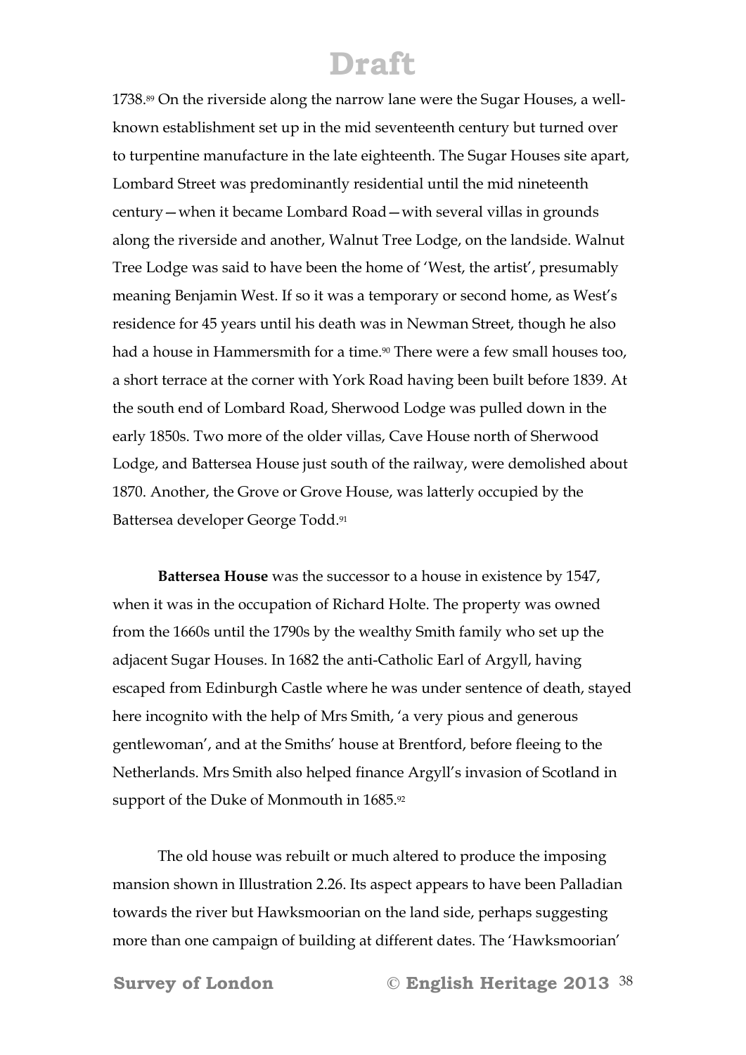1738.[89] On the riverside along the narrow lane were the Sugar Houses, a well-known establishment set up in the mid seventeenth century but turned over to turpentine manufacture in the late eighteenth. The Sugar Houses site apart, Lombard Street was predominantly residential until the mid nineteenth century—when it became Lombard Road—with several villas in grounds along the riverside and another, Walnut Tree Lodge, on the landside. Walnut Tree Lodge was said to have been the home of 'West, the artist', presumably meaning Benjamin West. If so it was a temporary or second home, as West's residence for 45 years until his death was in Newman Street, though he also had a house in Hammersmith for a time.[90] There were a few small houses too, a short terrace at the corner with York Road having been built before 1839. At the south end of Lombard Road, Sherwood Lodge was pulled down in the early 1850s. Two more of the older villas, Cave House north of Sherwood Lodge, and Battersea House just south of the railway, were demolished about 1870. Another, the Grove or Grove House, was latterly occupied by the Battersea developer George Todd.[91]

**Battersea House** was the successor to a house in existence by 1547, when it was in the occupation of Richard Holte. The property was owned from the 1660s until the 1790s by the wealthy Smith family who set up the adjacent Sugar Houses. In 1682 the anti-Catholic Earl of Argyll, having escaped from Edinburgh Castle where he was under sentence of death, stayed here incognito with the help of Mrs Smith, 'a very pious and generous gentlewoman', and at the Smiths' house at Brentford, before fleeing to the Netherlands. Mrs Smith also helped finance Argyll's invasion of Scotland in support of the Duke of Monmouth in 1685.[92]

The old house was rebuilt or much altered to produce the imposing mansion shown in Illustration 2.26. Its aspect appears to have been Palladian towards the river but Hawksmoorian on the land side, perhaps suggesting more than one campaign of building at different dates. The 'Hawksmoorian'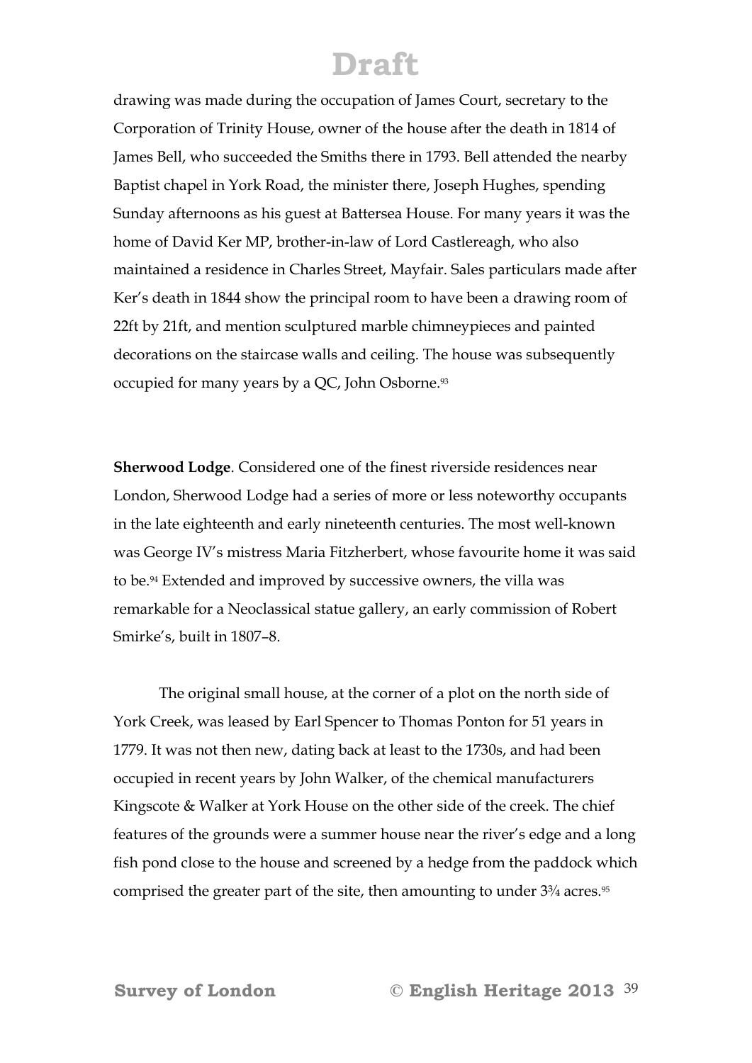drawing was made during the occupation of James Court, secretary to the Corporation of Trinity House, owner of the house after the death in 1814 of James Bell, who succeeded the Smiths there in 1793. Bell attended the nearby Baptist chapel in York Road, the minister there, Joseph Hughes, spending Sunday afternoons as his guest at Battersea House. For many years it was the home of David Ker MP, brother-in-law of Lord Castlereagh, who also maintained a residence in Charles Street, Mayfair. Sales particulars made after Ker's death in 1844 show the principal room to have been a drawing room of 22ft by 21ft, and mention sculptured marble chimneypieces and painted decorations on the staircase walls and ceiling. The house was subsequently occupied for many years by a QC, John Osborne.[93]

**Sherwood Lodge**. Considered one of the finest riverside residences near London, Sherwood Lodge had a series of more or less noteworthy occupants in the late eighteenth and early nineteenth centuries. The most well-known was George IV's mistress Maria Fitzherbert, whose favourite home it was said to be.[94] Extended and improved by successive owners, the villa was remarkable for a Neoclassical statue gallery, an early commission of Robert Smirke's, built in 1807–8.

The original small house, at the corner of a plot on the north side of York Creek, was leased by Earl Spencer to Thomas Ponton for 51 years in 1779. It was not then new, dating back at least to the 1730s, and had been occupied in recent years by John Walker, of the chemical manufacturers Kingscote & Walker at York House on the other side of the creek. The chief features of the grounds were a summer house near the river's edge and a long fish pond close to the house and screened by a hedge from the paddock which comprised the greater part of the site, then amounting to under 3¾ acres.[95]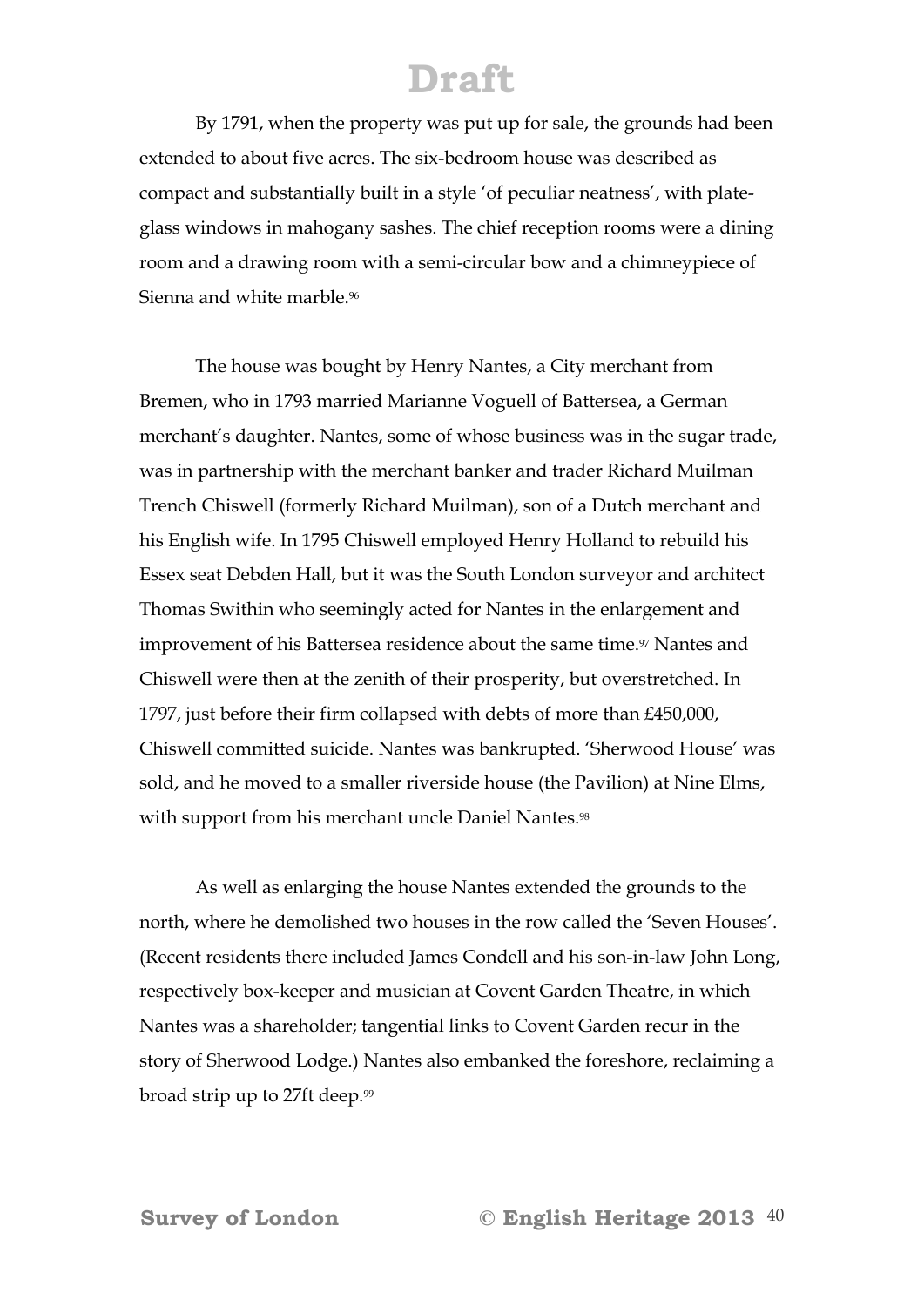By 1791, when the property was put up for sale, the grounds had been extended to about five acres. The six-bedroom house was described as compact and substantially built in a style 'of peculiar neatness', with plate-glass windows in mahogany sashes. The chief reception rooms were a dining room and a drawing room with a semi-circular bow and a chimneypiece of Sienna and white marble.[96]

The house was bought by Henry Nantes, a City merchant from Bremen, who in 1793 married Marianne Voguell of Battersea, a German merchant's daughter. Nantes, some of whose business was in the sugar trade, was in partnership with the merchant banker and trader Richard Muilman Trench Chiswell (formerly Richard Muilman), son of a Dutch merchant and his English wife. In 1795 Chiswell employed Henry Holland to rebuild his Essex seat Debden Hall, but it was the South London surveyor and architect Thomas Swithin who seemingly acted for Nantes in the enlargement and improvement of his Battersea residence about the same time.[97] Nantes and Chiswell were then at the zenith of their prosperity, but overstretched. In 1797, just before their firm collapsed with debts of more than £450,000, Chiswell committed suicide. Nantes was bankrupted. 'Sherwood House' was sold, and he moved to a smaller riverside house (the Pavilion) at Nine Elms, with support from his merchant uncle Daniel Nantes.[98]

As well as enlarging the house Nantes extended the grounds to the north, where he demolished two houses in the row called the 'Seven Houses'. (Recent residents there included James Condell and his son-in-law John Long, respectively box-keeper and musician at Covent Garden Theatre, in which Nantes was a shareholder; tangential links to Covent Garden recur in the story of Sherwood Lodge.) Nantes also embanked the foreshore, reclaiming a broad strip up to 27ft deep.[99]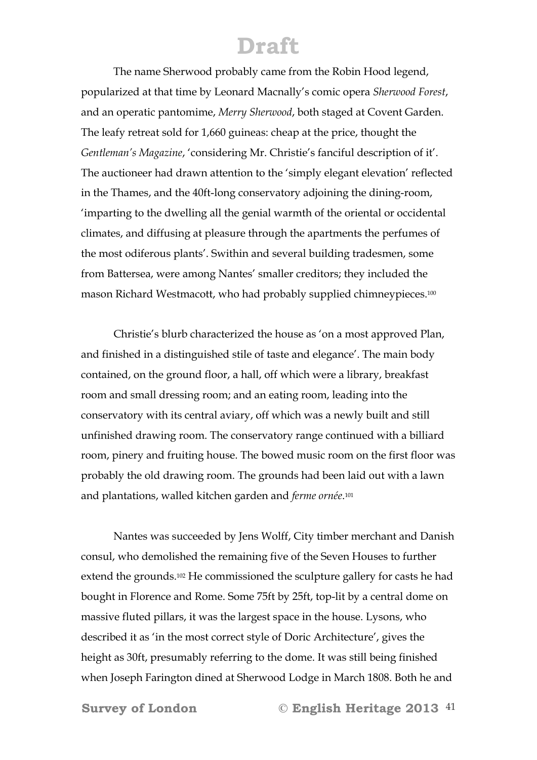The name Sherwood probably came from the Robin Hood legend, popularized at that time by Leonard Macnally's comic opera *Sherwood Forest*, and an operatic pantomime, *Merry Sherwood*, both staged at Covent Garden. The leafy retreat sold for 1,660 guineas: cheap at the price, thought the *Gentleman's Magazine*, 'considering Mr. Christie's fanciful description of it'. The auctioneer had drawn attention to the 'simply elegant elevation' reflected in the Thames, and the 40ft-long conservatory adjoining the dining-room, 'imparting to the dwelling all the genial warmth of the oriental or occidental climates, and diffusing at pleasure through the apartments the perfumes of the most odiferous plants'. Swithin and several building tradesmen, some from Battersea, were among Nantes' smaller creditors; they included the mason Richard Westmacott, who had probably supplied chimneypieces.[100]

Christie's blurb characterized the house as 'on a most approved Plan, and finished in a distinguished stile of taste and elegance'. The main body contained, on the ground floor, a hall, off which were a library, breakfast room and small dressing room; and an eating room, leading into the conservatory with its central aviary, off which was a newly built and still unfinished drawing room. The conservatory range continued with a billiard room, pinery and fruiting house. The bowed music room on the first floor was probably the old drawing room. The grounds had been laid out with a lawn and plantations, walled kitchen garden and *ferme ornée*.[101]

Nantes was succeeded by Jens Wolff, City timber merchant and Danish consul, who demolished the remaining five of the Seven Houses to further extend the grounds.[102] He commissioned the sculpture gallery for casts he had bought in Florence and Rome. Some 75ft by 25ft, top-lit by a central dome on massive fluted pillars, it was the largest space in the house. Lysons, who described it as 'in the most correct style of Doric Architecture', gives the height as 30ft, presumably referring to the dome. It was still being finished when Joseph Farington dined at Sherwood Lodge in March 1808. Both he and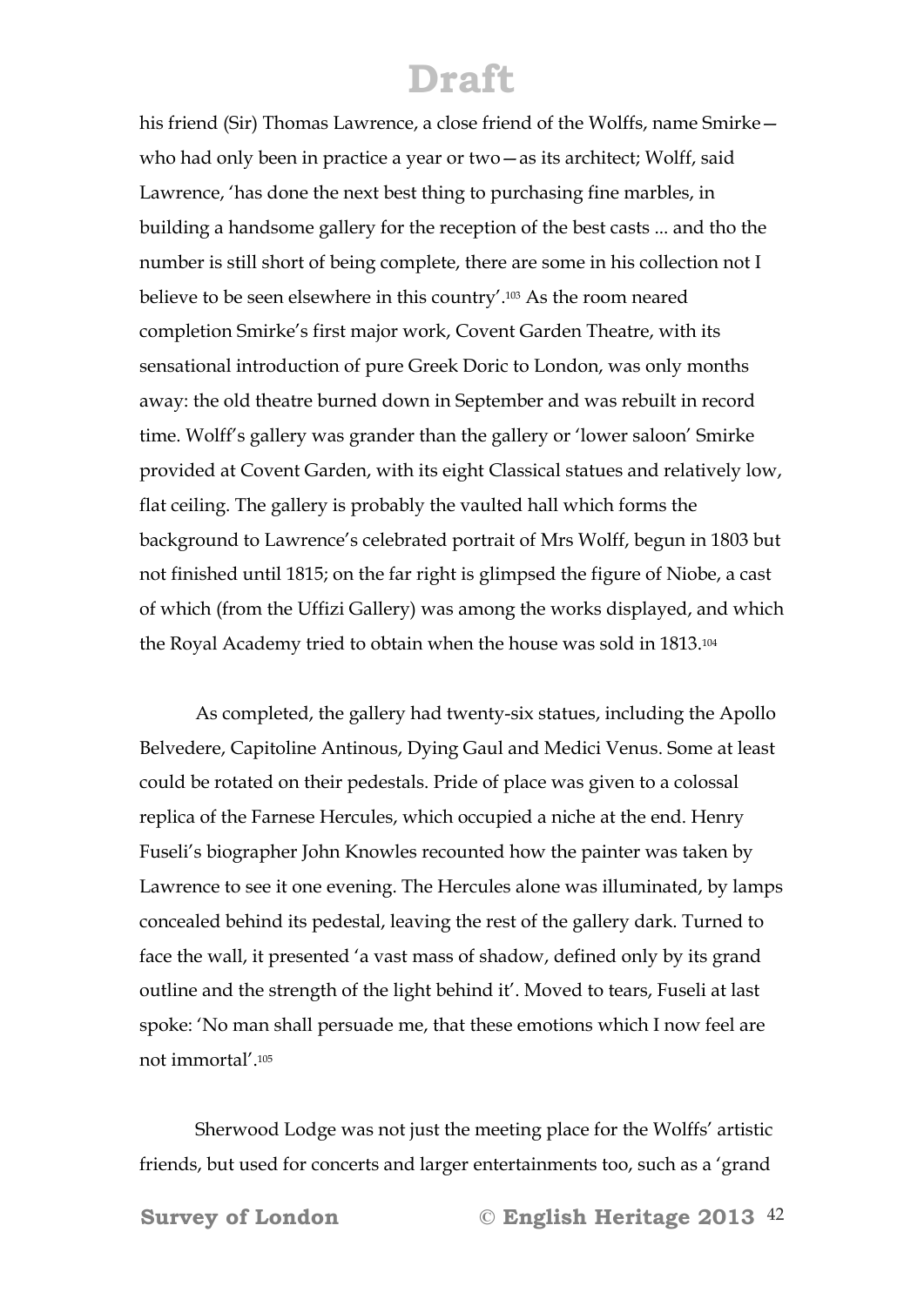his friend (Sir) Thomas Lawrence, a close friend of the Wolffs, name Smirke—who had only been in practice a year or two—as its architect; Wolff, said Lawrence, 'has done the next best thing to purchasing fine marbles, in building a handsome gallery for the reception of the best casts ... and tho the number is still short of being complete, there are some in his collection not I believe to be seen elsewhere in this country'.[103] As the room neared completion Smirke's first major work, Covent Garden Theatre, with its sensational introduction of pure Greek Doric to London, was only months away: the old theatre burned down in September and was rebuilt in record time. Wolff's gallery was grander than the gallery or 'lower saloon' Smirke provided at Covent Garden, with its eight Classical statues and relatively low, flat ceiling. The gallery is probably the vaulted hall which forms the background to Lawrence's celebrated portrait of Mrs Wolff, begun in 1803 but not finished until 1815; on the far right is glimpsed the figure of Niobe, a cast of which (from the Uffizi Gallery) was among the works displayed, and which the Royal Academy tried to obtain when the house was sold in 1813.[104]

As completed, the gallery had twenty-six statues, including the Apollo Belvedere, Capitoline Antinous, Dying Gaul and Medici Venus. Some at least could be rotated on their pedestals. Pride of place was given to a colossal replica of the Farnese Hercules, which occupied a niche at the end. Henry Fuseli's biographer John Knowles recounted how the painter was taken by Lawrence to see it one evening. The Hercules alone was illuminated, by lamps concealed behind its pedestal, leaving the rest of the gallery dark. Turned to face the wall, it presented 'a vast mass of shadow, defined only by its grand outline and the strength of the light behind it'. Moved to tears, Fuseli at last spoke: 'No man shall persuade me, that these emotions which I now feel are not immortal'.[105]

Sherwood Lodge was not just the meeting place for the Wolffs' artistic friends, but used for concerts and larger entertainments too, such as a 'grand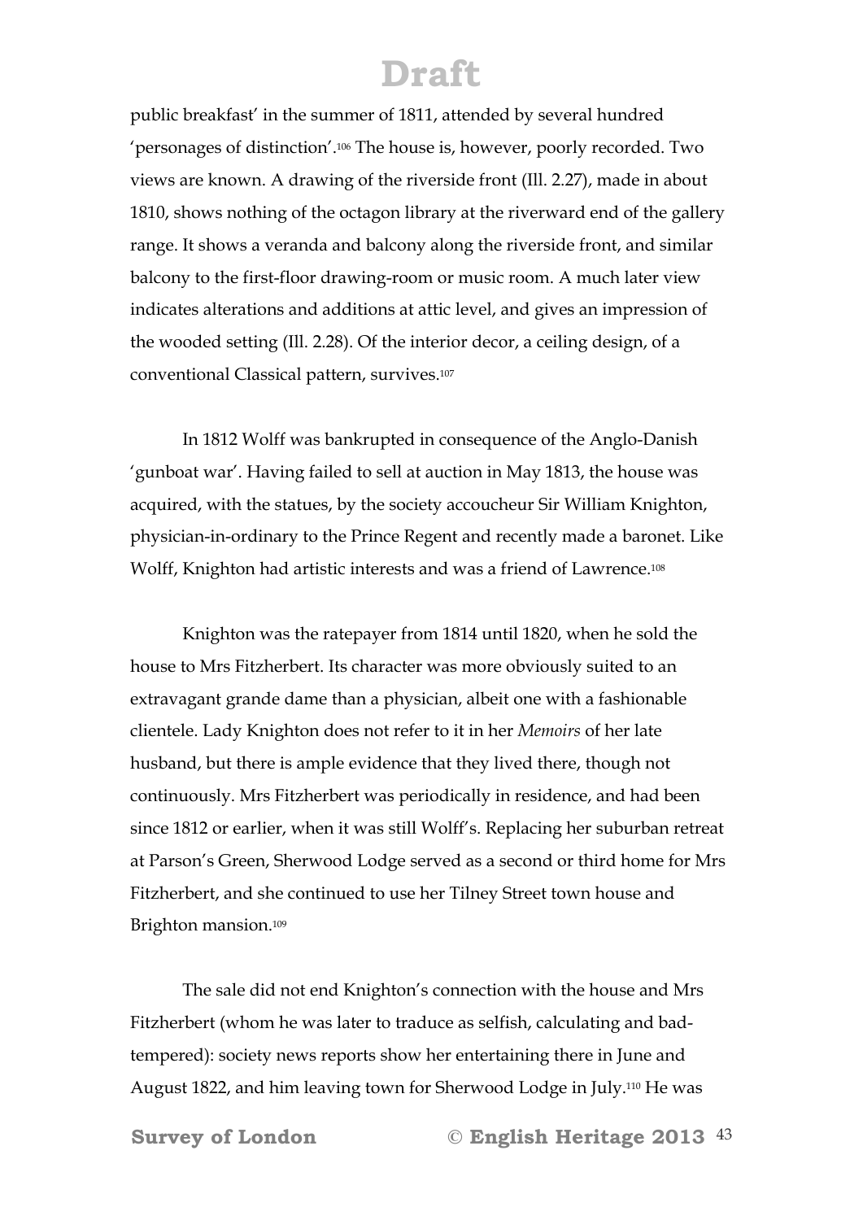public breakfast' in the summer of 1811, attended by several hundred 'personages of distinction'.[106] The house is, however, poorly recorded. Two views are known. A drawing of the riverside front (Ill. 2.27), made in about 1810, shows nothing of the octagon library at the riverward end of the gallery range. It shows a veranda and balcony along the riverside front, and similar balcony to the first-floor drawing-room or music room. A much later view indicates alterations and additions at attic level, and gives an impression of the wooded setting (Ill. 2.28). Of the interior decor, a ceiling design, of a conventional Classical pattern, survives.[107]

In 1812 Wolff was bankrupted in consequence of the Anglo-Danish 'gunboat war'. Having failed to sell at auction in May 1813, the house was acquired, with the statues, by the society accoucheur Sir William Knighton, physician-in-ordinary to the Prince Regent and recently made a baronet. Like Wolff, Knighton had artistic interests and was a friend of Lawrence.[108]

Knighton was the ratepayer from 1814 until 1820, when he sold the house to Mrs Fitzherbert. Its character was more obviously suited to an extravagant grande dame than a physician, albeit one with a fashionable clientele. Lady Knighton does not refer to it in her *Memoirs* of her late husband, but there is ample evidence that they lived there, though not continuously. Mrs Fitzherbert was periodically in residence, and had been since 1812 or earlier, when it was still Wolff's. Replacing her suburban retreat at Parson's Green, Sherwood Lodge served as a second or third home for Mrs Fitzherbert, and she continued to use her Tilney Street town house and Brighton mansion.[109]

The sale did not end Knighton's connection with the house and Mrs Fitzherbert (whom he was later to traduce as selfish, calculating and bad-tempered): society news reports show her entertaining there in June and August 1822, and him leaving town for Sherwood Lodge in July.[110] He was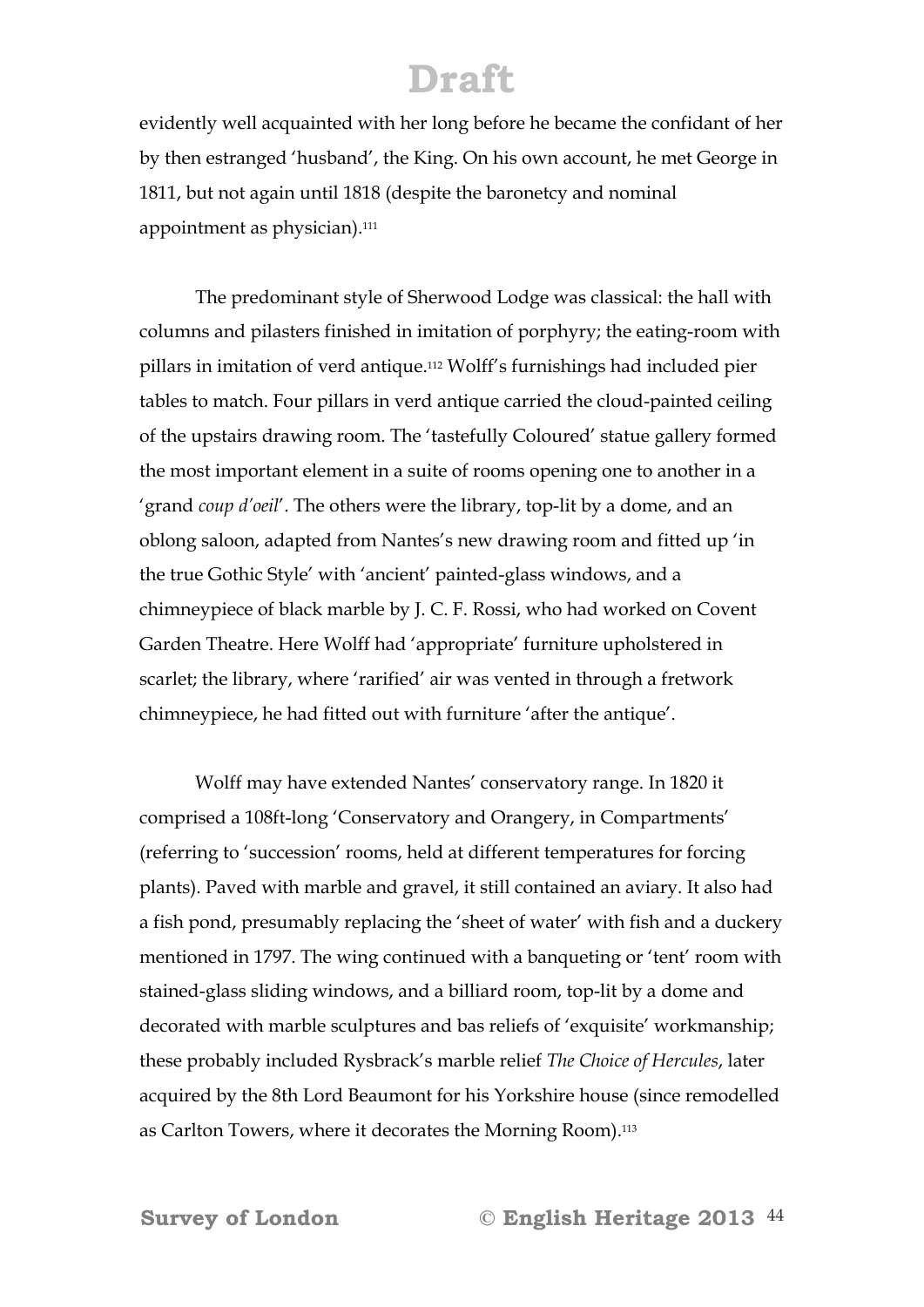evidently well acquainted with her long before he became the confidant of her by then estranged 'husband', the King. On his own account, he met George in 1811, but not again until 1818 (despite the baronetcy and nominal appointment as physician).[111]

The predominant style of Sherwood Lodge was classical: the hall with columns and pilasters finished in imitation of porphyry; the eating-room with pillars in imitation of verd antique.[112] Wolff's furnishings had included pier tables to match. Four pillars in verd antique carried the cloud-painted ceiling of the upstairs drawing room. The 'tastefully Coloured' statue gallery formed the most important element in a suite of rooms opening one to another in a 'grand *coup d'oeil*'. The others were the library, top-lit by a dome, and an oblong saloon, adapted from Nantes's new drawing room and fitted up 'in the true Gothic Style' with 'ancient' painted-glass windows, and a chimneypiece of black marble by J. C. F. Rossi, who had worked on Covent Garden Theatre. Here Wolff had 'appropriate' furniture upholstered in scarlet; the library, where 'rarified' air was vented in through a fretwork chimneypiece, he had fitted out with furniture 'after the antique'.

Wolff may have extended Nantes' conservatory range. In 1820 it comprised a 108ft-long 'Conservatory and Orangery, in Compartments' (referring to 'succession' rooms, held at different temperatures for forcing plants). Paved with marble and gravel, it still contained an aviary. It also had a fish pond, presumably replacing the 'sheet of water' with fish and a duckery mentioned in 1797. The wing continued with a banqueting or 'tent' room with stained-glass sliding windows, and a billiard room, top-lit by a dome and decorated with marble sculptures and bas reliefs of 'exquisite' workmanship; these probably included Rysbrack's marble relief *The Choice of Hercules*, later acquired by the 8th Lord Beaumont for his Yorkshire house (since remodelled as Carlton Towers, where it decorates the Morning Room).[113]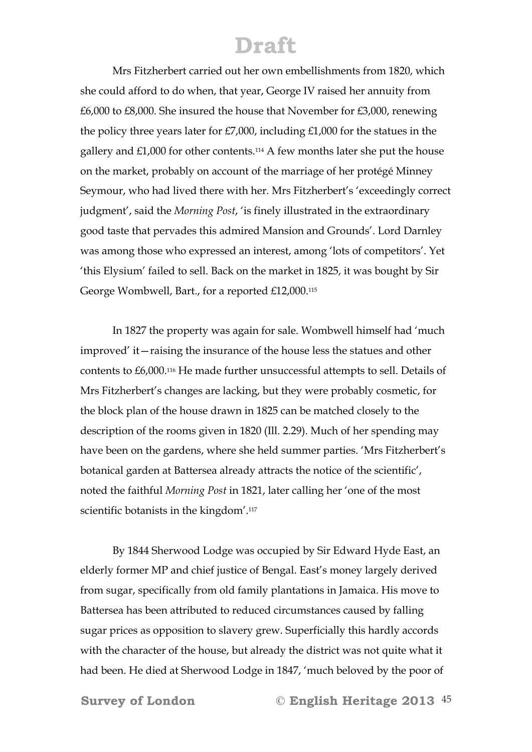Mrs Fitzherbert carried out her own embellishments from 1820, which she could afford to do when, that year, George IV raised her annuity from £6,000 to £8,000. She insured the house that November for £3,000, renewing the policy three years later for £7,000, including £1,000 for the statues in the gallery and £1,000 for other contents.[114] A few months later she put the house on the market, probably on account of the marriage of her protégé Minney Seymour, who had lived there with her. Mrs Fitzherbert's 'exceedingly correct judgment', said the *Morning Post*, 'is finely illustrated in the extraordinary good taste that pervades this admired Mansion and Grounds'. Lord Darnley was among those who expressed an interest, among 'lots of competitors'. Yet 'this Elysium' failed to sell. Back on the market in 1825, it was bought by Sir George Wombwell, Bart., for a reported £12,000.[115]

In 1827 the property was again for sale. Wombwell himself had 'much improved' it—raising the insurance of the house less the statues and other contents to £6,000.[116] He made further unsuccessful attempts to sell. Details of Mrs Fitzherbert's changes are lacking, but they were probably cosmetic, for the block plan of the house drawn in 1825 can be matched closely to the description of the rooms given in 1820 (Ill. 2.29). Much of her spending may have been on the gardens, where she held summer parties. 'Mrs Fitzherbert's botanical garden at Battersea already attracts the notice of the scientific', noted the faithful *Morning Post* in 1821, later calling her 'one of the most scientific botanists in the kingdom'.[117]

By 1844 Sherwood Lodge was occupied by Sir Edward Hyde East, an elderly former MP and chief justice of Bengal. East's money largely derived from sugar, specifically from old family plantations in Jamaica. His move to Battersea has been attributed to reduced circumstances caused by falling sugar prices as opposition to slavery grew. Superficially this hardly accords with the character of the house, but already the district was not quite what it had been. He died at Sherwood Lodge in 1847, 'much beloved by the poor of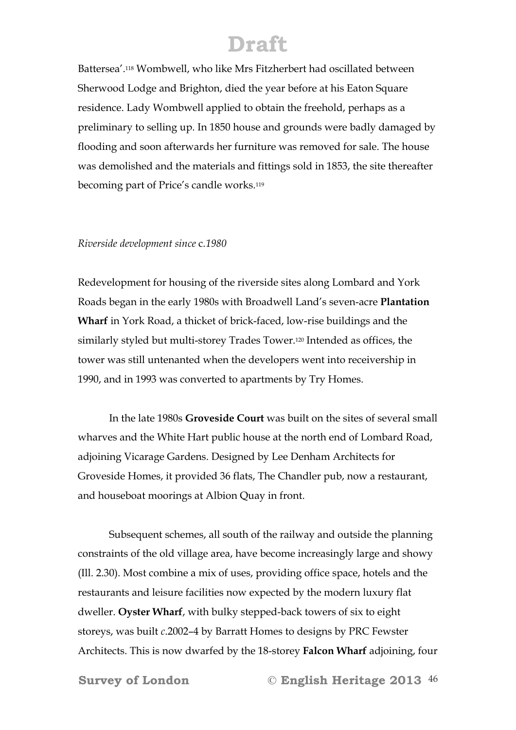Battersea'.[118] Wombwell, who like Mrs Fitzherbert had oscillated between Sherwood Lodge and Brighton, died the year before at his Eaton Square residence. Lady Wombwell applied to obtain the freehold, perhaps as a preliminary to selling up. In 1850 house and grounds were badly damaged by flooding and soon afterwards her furniture was removed for sale. The house was demolished and the materials and fittings sold in 1853, the site thereafter becoming part of Price's candle works.[119]

*Riverside development since* c.*1980*

Redevelopment for housing of the riverside sites along Lombard and York Roads began in the early 1980s with Broadwell Land's seven-acre **Plantation Wharf** in York Road, a thicket of brick-faced, low-rise buildings and the similarly styled but multi-storey Trades Tower.[120] Intended as offices, the tower was still untenanted when the developers went into receivership in 1990, and in 1993 was converted to apartments by Try Homes.

In the late 1980s **Groveside Court** was built on the sites of several small wharves and the White Hart public house at the north end of Lombard Road, adjoining Vicarage Gardens. Designed by Lee Denham Architects for Groveside Homes, it provided 36 flats, The Chandler pub, now a restaurant, and houseboat moorings at Albion Quay in front.

Subsequent schemes, all south of the railway and outside the planning constraints of the old village area, have become increasingly large and showy (Ill. 2.30). Most combine a mix of uses, providing office space, hotels and the restaurants and leisure facilities now expected by the modern luxury flat dweller. **Oyster Wharf**, with bulky stepped-back towers of six to eight storeys, was built *c*.2002–4 by Barratt Homes to designs by PRC Fewster Architects. This is now dwarfed by the 18-storey **Falcon Wharf** adjoining, four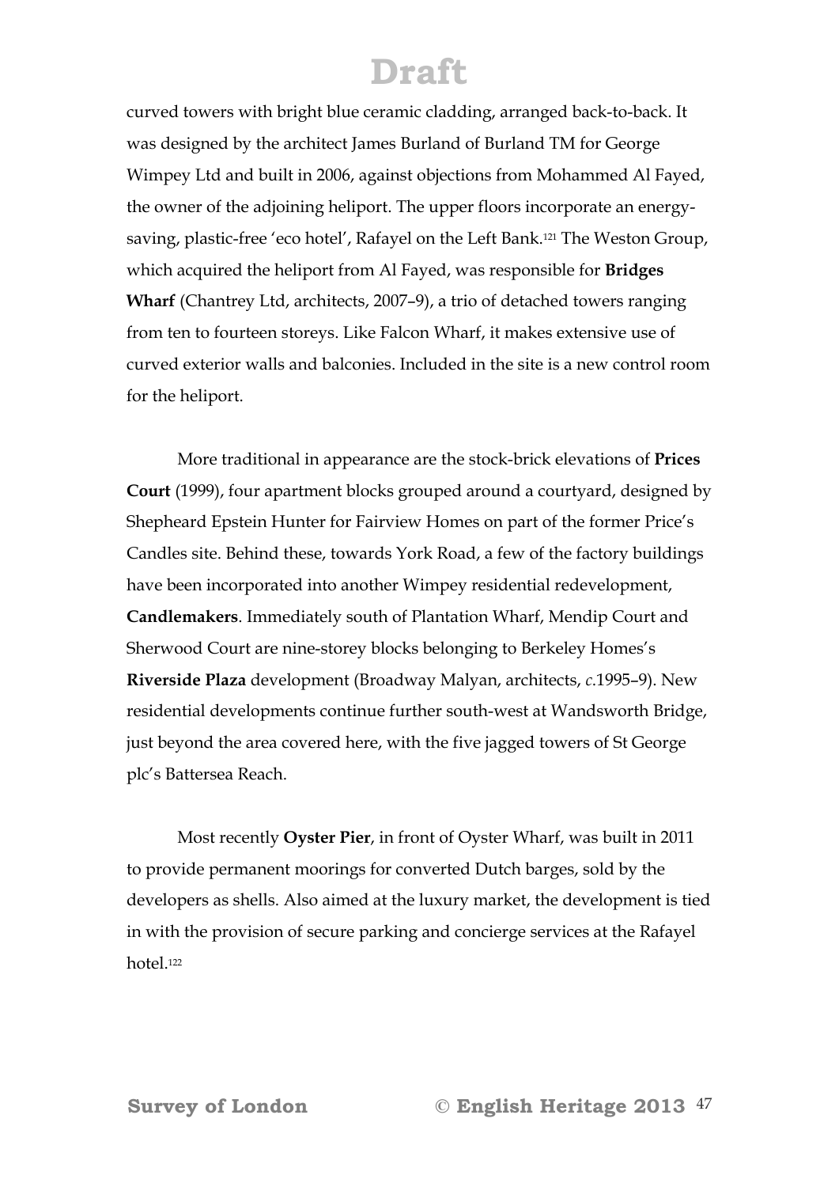curved towers with bright blue ceramic cladding, arranged back-to-back. It was designed by the architect James Burland of Burland TM for George Wimpey Ltd and built in 2006, against objections from Mohammed Al Fayed, the owner of the adjoining heliport. The upper floors incorporate an energy-saving, plastic-free 'eco hotel', Rafayel on the Left Bank.[121] The Weston Group, which acquired the heliport from Al Fayed, was responsible for **Bridges Wharf** (Chantrey Ltd, architects, 2007–9), a trio of detached towers ranging from ten to fourteen storeys. Like Falcon Wharf, it makes extensive use of curved exterior walls and balconies. Included in the site is a new control room for the heliport.

More traditional in appearance are the stock-brick elevations of **Prices Court** (1999), four apartment blocks grouped around a courtyard, designed by Shepheard Epstein Hunter for Fairview Homes on part of the former Price's Candles site. Behind these, towards York Road, a few of the factory buildings have been incorporated into another Wimpey residential redevelopment, **Candlemakers**. Immediately south of Plantation Wharf, Mendip Court and Sherwood Court are nine-storey blocks belonging to Berkeley Homes's **Riverside Plaza** development (Broadway Malyan, architects, *c.*1995–9). New residential developments continue further south-west at Wandsworth Bridge, just beyond the area covered here, with the five jagged towers of St George plc's Battersea Reach.

Most recently **Oyster Pier**, in front of Oyster Wharf, was built in 2011 to provide permanent moorings for converted Dutch barges, sold by the developers as shells. Also aimed at the luxury market, the development is tied in with the provision of secure parking and concierge services at the Rafayel hotel.[122]